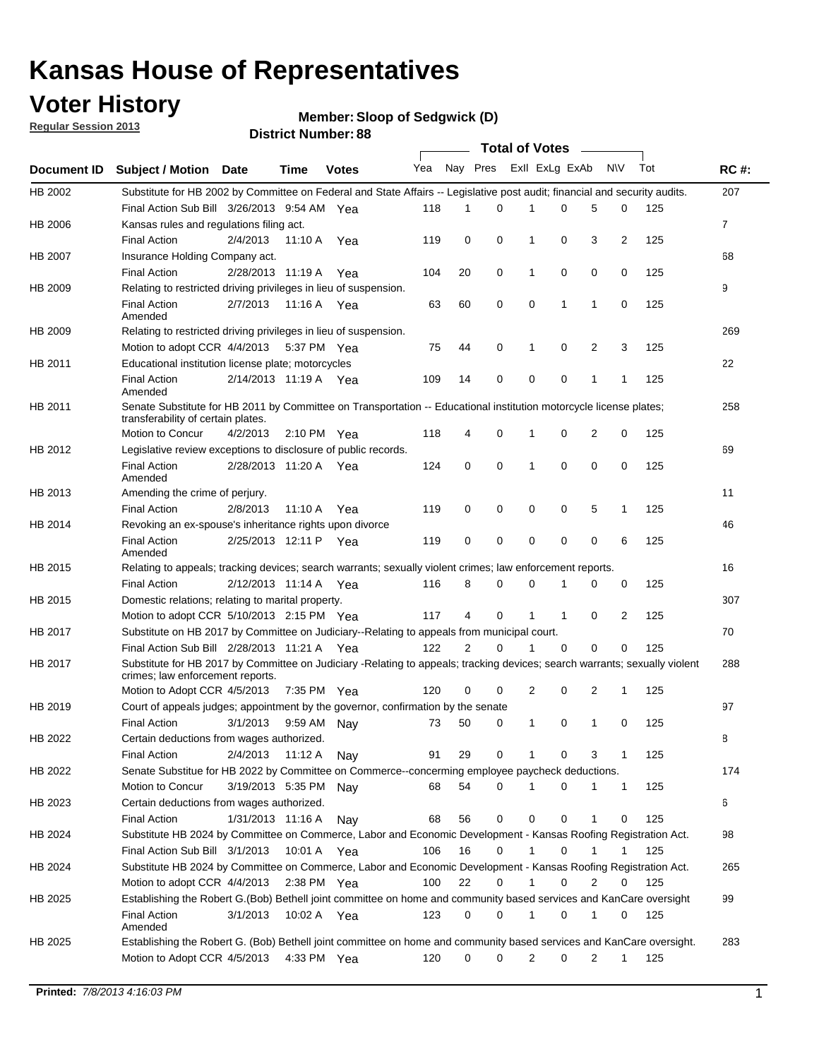# Kansas House of Representatives

## Voter History

**Regular Session 2013**

**Member: Sloop of Sedgwick (D)**

**District Number: 88**

| Document ID | Subject / Motion | Date | Time | Votes | Yea | Nay | Pres | ExII | ExLg | ExAb | N\V | Tot | RC #: |
|---|---|---|---|---|---|---|---|---|---|---|---|---|---|
| HB 2002 | Substitute for HB 2002 by Committee on Federal and State Affairs -- Legislative post audit; financial and security audits. | | | | | | | | | | | | 207 |
| | Final Action Sub Bill | 3/26/2013 | 9:54 AM | Yea | 118 | 1 | 0 | 1 | 0 | 5 | 0 | 125 | |
| HB 2006 | Kansas rules and regulations filing act. | | | | | | | | | | | | 7 |
| | Final Action | 2/4/2013 | 11:10 A | Yea | 119 | 0 | 0 | 1 | 0 | 3 | 2 | 125 | |
| HB 2007 | Insurance Holding Company act. | | | | | | | | | | | | 68 |
| | Final Action | 2/28/2013 | 11:19 A | Yea | 104 | 20 | 0 | 1 | 0 | 0 | 0 | 125 | |
| HB 2009 | Relating to restricted driving privileges in lieu of suspension. | | | | | | | | | | | | 9 |
| | Final Action Amended | 2/7/2013 | 11:16 A | Yea | 63 | 60 | 0 | 0 | 1 | 1 | 0 | 125 | |
| HB 2009 | Relating to restricted driving privileges in lieu of suspension. | | | | | | | | | | | | 269 |
| | Motion to adopt CCR | 4/4/2013 | 5:37 PM | Yea | 75 | 44 | 0 | 1 | 0 | 2 | 3 | 125 | |
| HB 2011 | Educational institution license plate; motorcycles | | | | | | | | | | | | 22 |
| | Final Action Amended | 2/14/2013 | 11:19 A | Yea | 109 | 14 | 0 | 0 | 0 | 1 | 1 | 125 | |
| HB 2011 | Senate Substitute for HB 2011 by Committee on Transportation -- Educational institution motorcycle license plates; transferability of certain plates. | | | | | | | | | | | | 258 |
| | Motion to Concur | 4/2/2013 | 2:10 PM | Yea | 118 | 4 | 0 | 1 | 0 | 2 | 0 | 125 | |
| HB 2012 | Legislative review exceptions to disclosure of public records. | | | | | | | | | | | | 69 |
| | Final Action Amended | 2/28/2013 | 11:20 A | Yea | 124 | 0 | 0 | 1 | 0 | 0 | 0 | 125 | |
| HB 2013 | Amending the crime of perjury. | | | | | | | | | | | | 11 |
| | Final Action | 2/8/2013 | 11:10 A | Yea | 119 | 0 | 0 | 0 | 0 | 5 | 1 | 125 | |
| HB 2014 | Revoking an ex-spouse's inheritance rights upon divorce | | | | | | | | | | | | 46 |
| | Final Action Amended | 2/25/2013 | 12:11 P | Yea | 119 | 0 | 0 | 0 | 0 | 0 | 6 | 125 | |
| HB 2015 | Relating to appeals; tracking devices; search warrants; sexually violent crimes; law enforcement reports. | | | | | | | | | | | | 16 |
| | Final Action | 2/12/2013 | 11:14 A | Yea | 116 | 8 | 0 | 0 | 1 | 0 | 0 | 125 | |
| HB 2015 | Domestic relations; relating to marital property. | | | | | | | | | | | | 307 |
| | Motion to adopt CCR | 5/10/2013 | 2:15 PM | Yea | 117 | 4 | 0 | 1 | 1 | 0 | 2 | 125 | |
| HB 2017 | Substitute on HB 2017 by Committee on Judiciary--Relating to appeals from municipal court. | | | | | | | | | | | | 70 |
| | Final Action Sub Bill | 2/28/2013 | 11:21 A | Yea | 122 | 2 | 0 | 1 | 0 | 0 | 0 | 125 | |
| HB 2017 | Substitute for HB 2017 by Committee on Judiciary -Relating to appeals; tracking devices; search warrants; sexually violent crimes; law enforcement reports. | | | | | | | | | | | | 288 |
| | Motion to Adopt CCR | 4/5/2013 | 7:35 PM | Yea | 120 | 0 | 0 | 2 | 0 | 2 | 1 | 125 | |
| HB 2019 | Court of appeals judges; appointment by the governor, confirmation by the senate | | | | | | | | | | | | 97 |
| | Final Action | 3/1/2013 | 9:59 AM | Nay | 73 | 50 | 0 | 1 | 0 | 1 | 0 | 125 | |
| HB 2022 | Certain deductions from wages authorized. | | | | | | | | | | | | 8 |
| | Final Action | 2/4/2013 | 11:12 A | Nay | 91 | 29 | 0 | 1 | 0 | 3 | 1 | 125 | |
| HB 2022 | Senate Substitue for HB 2022 by Committee on Commerce--concerning employee paycheck deductions. | | | | | | | | | | | | 174 |
| | Motion to Concur | 3/19/2013 | 5:35 PM | Nay | 68 | 54 | 0 | 1 | 0 | 1 | 1 | 125 | |
| HB 2023 | Certain deductions from wages authorized. | | | | | | | | | | | | 6 |
| | Final Action | 1/31/2013 | 11:16 A | Nay | 68 | 56 | 0 | 0 | 0 | 1 | 0 | 125 | |
| HB 2024 | Substitute HB 2024 by Committee on Commerce, Labor and Economic Development - Kansas Roofing Registration Act. | | | | | | | | | | | | 98 |
| | Final Action Sub Bill | 3/1/2013 | 10:01 A | Yea | 106 | 16 | 0 | 1 | 0 | 1 | 1 | 125 | |
| HB 2024 | Substitute HB 2024 by Committee on Commerce, Labor and Economic Development - Kansas Roofing Registration Act. | | | | | | | | | | | | 265 |
| | Motion to adopt CCR | 4/4/2013 | 2:38 PM | Yea | 100 | 22 | 0 | 1 | 0 | 2 | 0 | 125 | |
| HB 2025 | Establishing the Robert G.(Bob) Bethell joint committee on home and community based services and KanCare oversight | | | | | | | | | | | | 99 |
| | Final Action Amended | 3/1/2013 | 10:02 A | Yea | 123 | 0 | 0 | 1 | 0 | 1 | 0 | 125 | |
| HB 2025 | Establishing the Robert G. (Bob) Bethell joint committee on home and community based services and KanCare oversight. | | | | | | | | | | | | 283 |
| | Motion to Adopt CCR | 4/5/2013 | 4:33 PM | Yea | 120 | 0 | 0 | 2 | 0 | 2 | 1 | 125 | |

**Printed:** *7/8/2013 4:16:03 PM*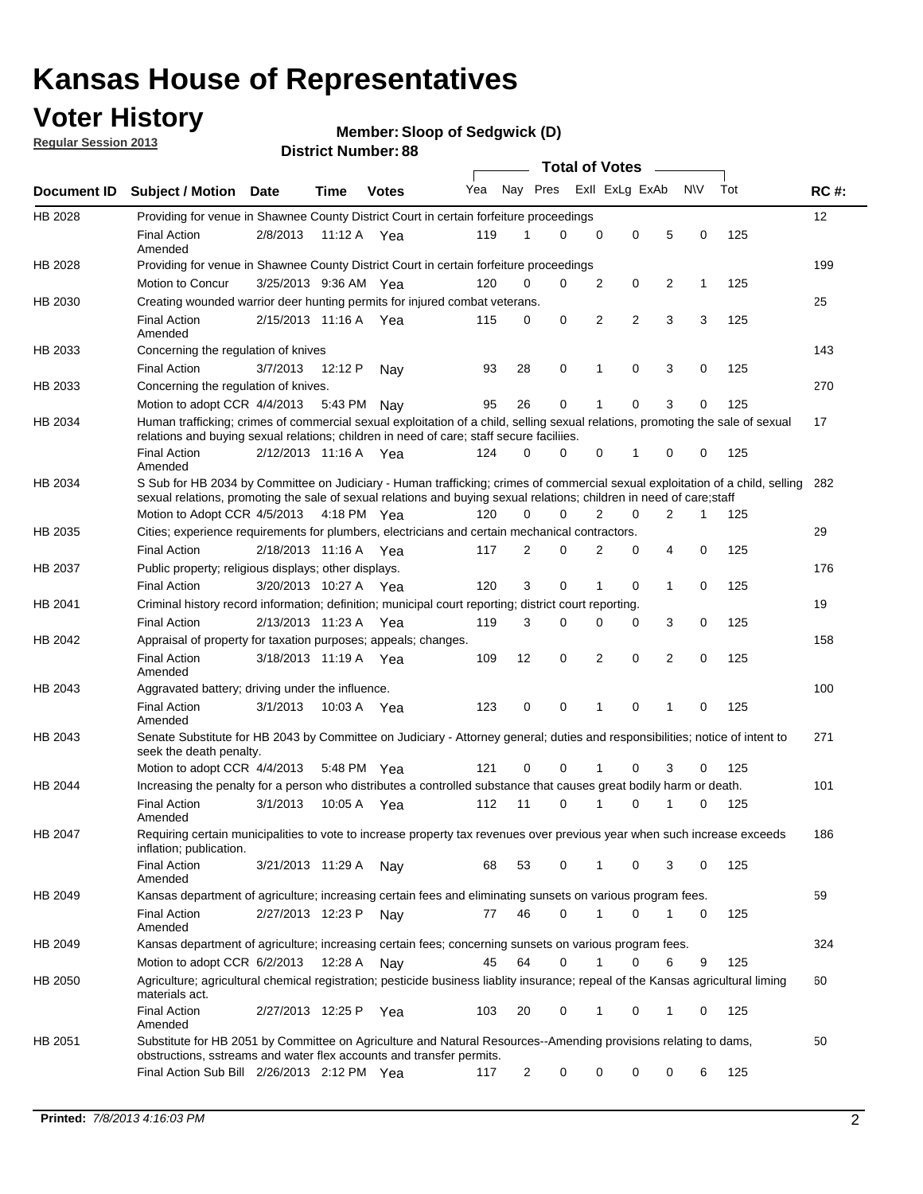# Kansas House of Representatives

## Voter History

**Regular Session 2013**

**Member: Sloop of Sedgwick (D)**

**District Number: 88**

| Document ID | Subject / Motion | Date | Time | Votes | Yea | Nay | Pres | ExII | ExLg | ExAb | N\V | Tot | RC #: |
|---|---|---|---|---|---|---|---|---|---|---|---|---|---|
| HB 2028 | Providing for venue in Shawnee County District Court in certain forfeiture proceedings | | | | | | | | | | | | 12 |
| | Final Action Amended | 2/8/2013 | 11:12 A | Yea | 119 | 1 | 0 | 0 | 0 | 5 | 0 | 125 | |
| HB 2028 | Providing for venue in Shawnee County District Court in certain forfeiture proceedings | | | | | | | | | | | | 199 |
| | Motion to Concur | 3/25/2013 | 9:36 AM | Yea | 120 | 0 | 0 | 2 | 0 | 2 | 1 | 125 | |
| HB 2030 | Creating wounded warrior deer hunting permits for injured combat veterans. | | | | | | | | | | | | 25 |
| | Final Action Amended | 2/15/2013 | 11:16 A | Yea | 115 | 0 | 0 | 2 | 2 | 3 | 3 | 125 | |
| HB 2033 | Concerning the regulation of knives | | | | | | | | | | | | 143 |
| | Final Action | 3/7/2013 | 12:12 P | Nay | 93 | 28 | 0 | 1 | 0 | 3 | 0 | 125 | |
| HB 2033 | Concerning the regulation of knives. | | | | | | | | | | | | 270 |
| | Motion to adopt CCR | 4/4/2013 | 5:43 PM | Nay | 95 | 26 | 0 | 1 | 0 | 3 | 0 | 125 | |
| HB 2034 | Human trafficking; crimes of commercial sexual exploitation of a child, selling sexual relations, promoting the sale of sexual relations and buying sexual relations; children in need of care; staff secure faciliies. | | | | | | | | | | | | 17 |
| | Final Action Amended | 2/12/2013 | 11:16 A | Yea | 124 | 0 | 0 | 0 | 1 | 0 | 0 | 125 | |
| HB 2034 | S Sub for HB 2034 by Committee on Judiciary - Human trafficking; crimes of commercial sexual exploitation of a child, selling sexual relations, promoting the sale of sexual relations and buying sexual relations; children in need of care;staff | | | | | | | | | | | | 282 |
| | Motion to Adopt CCR | 4/5/2013 | 4:18 PM | Yea | 120 | 0 | 0 | 2 | 0 | 2 | 1 | 125 | |
| HB 2035 | Cities; experience requirements for plumbers, electricians and certain mechanical contractors. | | | | | | | | | | | | 29 |
| | Final Action | 2/18/2013 | 11:16 A | Yea | 117 | 2 | 0 | 2 | 0 | 4 | 0 | 125 | |
| HB 2037 | Public property; religious displays; other displays. | | | | | | | | | | | | 176 |
| | Final Action | 3/20/2013 | 10:27 A | Yea | 120 | 3 | 0 | 1 | 0 | 1 | 0 | 125 | |
| HB 2041 | Criminal history record information; definition; municipal court reporting; district court reporting. | | | | | | | | | | | | 19 |
| | Final Action | 2/13/2013 | 11:23 A | Yea | 119 | 3 | 0 | 0 | 0 | 3 | 0 | 125 | |
| HB 2042 | Appraisal of property for taxation purposes; appeals; changes. | | | | | | | | | | | | 158 |
| | Final Action Amended | 3/18/2013 | 11:19 A | Yea | 109 | 12 | 0 | 2 | 0 | 2 | 0 | 125 | |
| HB 2043 | Aggravated battery; driving under the influence. | | | | | | | | | | | | 100 |
| | Final Action Amended | 3/1/2013 | 10:03 A | Yea | 123 | 0 | 0 | 1 | 0 | 1 | 0 | 125 | |
| HB 2043 | Senate Substitute for HB 2043 by Committee on Judiciary - Attorney general; duties and responsibilities; notice of intent to seek the death penalty. | | | | | | | | | | | | 271 |
| | Motion to adopt CCR | 4/4/2013 | 5:48 PM | Yea | 121 | 0 | 0 | 1 | 0 | 3 | 0 | 125 | |
| HB 2044 | Increasing the penalty for a person who distributes a controlled substance that causes great bodily harm or death. | | | | | | | | | | | | 101 |
| | Final Action Amended | 3/1/2013 | 10:05 A | Yea | 112 | 11 | 0 | 1 | 0 | 1 | 0 | 125 | |
| HB 2047 | Requiring certain municipalities to vote to increase property tax revenues over previous year when such increase exceeds inflation; publication. | | | | | | | | | | | | 186 |
| | Final Action Amended | 3/21/2013 | 11:29 A | Nay | 68 | 53 | 0 | 1 | 0 | 3 | 0 | 125 | |
| HB 2049 | Kansas department of agriculture; increasing certain fees and eliminating sunsets on various program fees. | | | | | | | | | | | | 59 |
| | Final Action Amended | 2/27/2013 | 12:23 P | Nay | 77 | 46 | 0 | 1 | 0 | 1 | 0 | 125 | |
| HB 2049 | Kansas department of agriculture; increasing certain fees; concerning sunsets on various program fees. | | | | | | | | | | | | 324 |
| | Motion to adopt CCR | 6/2/2013 | 12:28 A | Nay | 45 | 64 | 0 | 1 | 0 | 6 | 9 | 125 | |
| HB 2050 | Agriculture; agricultural chemical registration; pesticide business liablity insurance; repeal of the Kansas agricultural liming materials act. | | | | | | | | | | | | 60 |
| | Final Action Amended | 2/27/2013 | 12:25 P | Yea | 103 | 20 | 0 | 1 | 0 | 1 | 0 | 125 | |
| HB 2051 | Substitute for HB 2051 by Committee on Agriculture and Natural Resources--Amending provisions relating to dams, obstructions, sstreams and water flex accounts and transfer permits. | | | | | | | | | | | | 50 |
| | Final Action Sub Bill | 2/26/2013 | 2:12 PM | Yea | 117 | 2 | 0 | 0 | 0 | 0 | 6 | 125 | |

**Printed:** *7/8/2013 4:16:03 PM*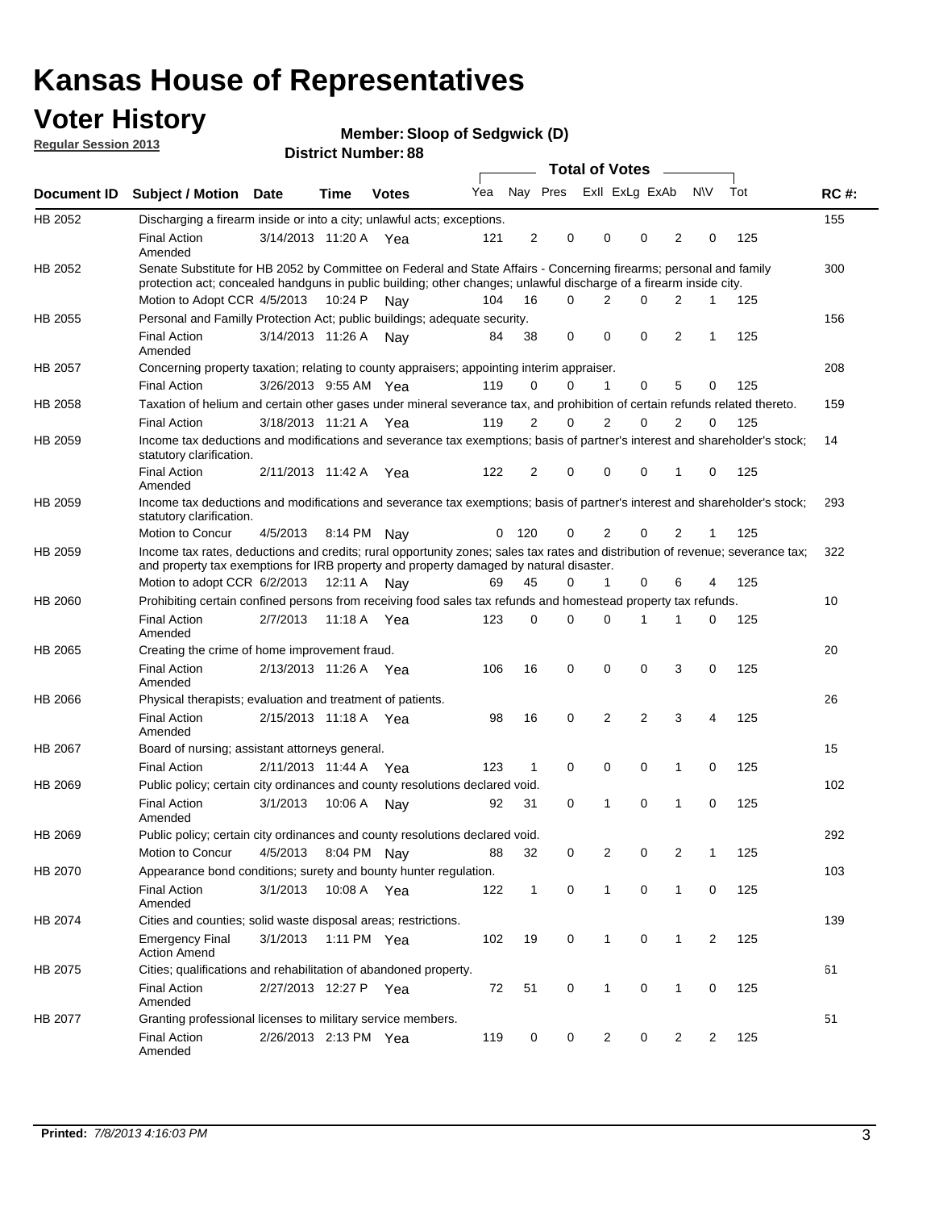# Kansas House of Representatives

## Voter History

**Regular Session 2013**

**Member: Sloop of Sedgwick (D)**

**District Number: 88**

| Document ID | Subject / Motion | Date | Time | Votes | Yea | Nay | Pres | ExII | ExLg | ExAb | N\V | Tot | RC #: |
|---|---|---|---|---|---|---|---|---|---|---|---|---|---|
| HB 2052 | Discharging a firearm inside or into a city; unlawful acts; exceptions. | | | | | | | | | | | | 155 |
| | Final Action Amended | 3/14/2013 | 11:20 A | Yea | 121 | 2 | 0 | 0 | 0 | 2 | 0 | 125 | |
| HB 2052 | Senate Substitute for HB 2052 by Committee on Federal and State Affairs - Concerning firearms; personal and family protection act; concealed handguns in public building; other changes; unlawful discharge of a firearm inside city. | | | | | | | | | | | | 300 |
| | Motion to Adopt CCR | 4/5/2013 | 10:24 P | Nay | 104 | 16 | 0 | 2 | 0 | 2 | 1 | 125 | |
| HB 2055 | Personal and Familly Protection Act; public buildings; adequate security. | | | | | | | | | | | | 156 |
| | Final Action Amended | 3/14/2013 | 11:26 A | Nay | 84 | 38 | 0 | 0 | 0 | 2 | 1 | 125 | |
| HB 2057 | Concerning property taxation; relating to county appraisers; appointing interim appraiser. | | | | | | | | | | | | 208 |
| | Final Action | 3/26/2013 | 9:55 AM | Yea | 119 | 0 | 0 | 1 | 0 | 5 | 0 | 125 | |
| HB 2058 | Taxation of helium and certain other gases under mineral severance tax, and prohibition of certain refunds related thereto. | | | | | | | | | | | | 159 |
| | Final Action | 3/18/2013 | 11:21 A | Yea | 119 | 2 | 0 | 2 | 0 | 2 | 0 | 125 | |
| HB 2059 | Income tax deductions and modifications and severance tax exemptions; basis of partner's interest and shareholder's stock; statutory clarification. | | | | | | | | | | | | 14 |
| | Final Action Amended | 2/11/2013 | 11:42 A | Yea | 122 | 2 | 0 | 0 | 0 | 1 | 0 | 125 | |
| HB 2059 | Income tax deductions and modifications and severance tax exemptions; basis of partner's interest and shareholder's stock; statutory clarification. | | | | | | | | | | | | 293 |
| | Motion to Concur | 4/5/2013 | 8:14 PM | Nay | 0 | 120 | 0 | 2 | 0 | 2 | 1 | 125 | |
| HB 2059 | Income tax rates, deductions and credits; rural opportunity zones; sales tax rates and distribution of revenue; severance tax; and property tax exemptions for IRB property and property damaged by natural disaster. | | | | | | | | | | | | 322 |
| | Motion to adopt CCR | 6/2/2013 | 12:11 A | Nay | 69 | 45 | 0 | 1 | 0 | 6 | 4 | 125 | |
| HB 2060 | Prohibiting certain confined persons from receiving food sales tax refunds and homestead property tax refunds. | | | | | | | | | | | | 10 |
| | Final Action Amended | 2/7/2013 | 11:18 A | Yea | 123 | 0 | 0 | 0 | 1 | 1 | 0 | 125 | |
| HB 2065 | Creating the crime of home improvement fraud. | | | | | | | | | | | | 20 |
| | Final Action Amended | 2/13/2013 | 11:26 A | Yea | 106 | 16 | 0 | 0 | 0 | 3 | 0 | 125 | |
| HB 2066 | Physical therapists; evaluation and treatment of patients. | | | | | | | | | | | | 26 |
| | Final Action Amended | 2/15/2013 | 11:18 A | Yea | 98 | 16 | 0 | 2 | 2 | 3 | 4 | 125 | |
| HB 2067 | Board of nursing; assistant attorneys general. | | | | | | | | | | | | 15 |
| | Final Action | 2/11/2013 | 11:44 A | Yea | 123 | 1 | 0 | 0 | 0 | 1 | 0 | 125 | |
| HB 2069 | Public policy; certain city ordinances and county resolutions declared void. | | | | | | | | | | | | 102 |
| | Final Action Amended | 3/1/2013 | 10:06 A | Nay | 92 | 31 | 0 | 1 | 0 | 1 | 0 | 125 | |
| HB 2069 | Public policy; certain city ordinances and county resolutions declared void. | | | | | | | | | | | | 292 |
| | Motion to Concur | 4/5/2013 | 8:04 PM | Nay | 88 | 32 | 0 | 2 | 0 | 2 | 1 | 125 | |
| HB 2070 | Appearance bond conditions; surety and bounty hunter regulation. | | | | | | | | | | | | 103 |
| | Final Action Amended | 3/1/2013 | 10:08 A | Yea | 122 | 1 | 0 | 1 | 0 | 1 | 0 | 125 | |
| HB 2074 | Cities and counties; solid waste disposal areas; restrictions. | | | | | | | | | | | | 139 |
| | Emergency Final Action Amend | 3/1/2013 | 1:11 PM | Yea | 102 | 19 | 0 | 1 | 0 | 1 | 2 | 125 | |
| HB 2075 | Cities; qualifications and rehabilitation of abandoned property. | | | | | | | | | | | | 61 |
| | Final Action Amended | 2/27/2013 | 12:27 P | Yea | 72 | 51 | 0 | 1 | 0 | 1 | 0 | 125 | |
| HB 2077 | Granting professional licenses to military service members. | | | | | | | | | | | | 51 |
| | Final Action Amended | 2/26/2013 | 2:13 PM | Yea | 119 | 0 | 0 | 2 | 0 | 2 | 2 | 125 | |

**Printed:** *7/8/2013 4:16:03 PM*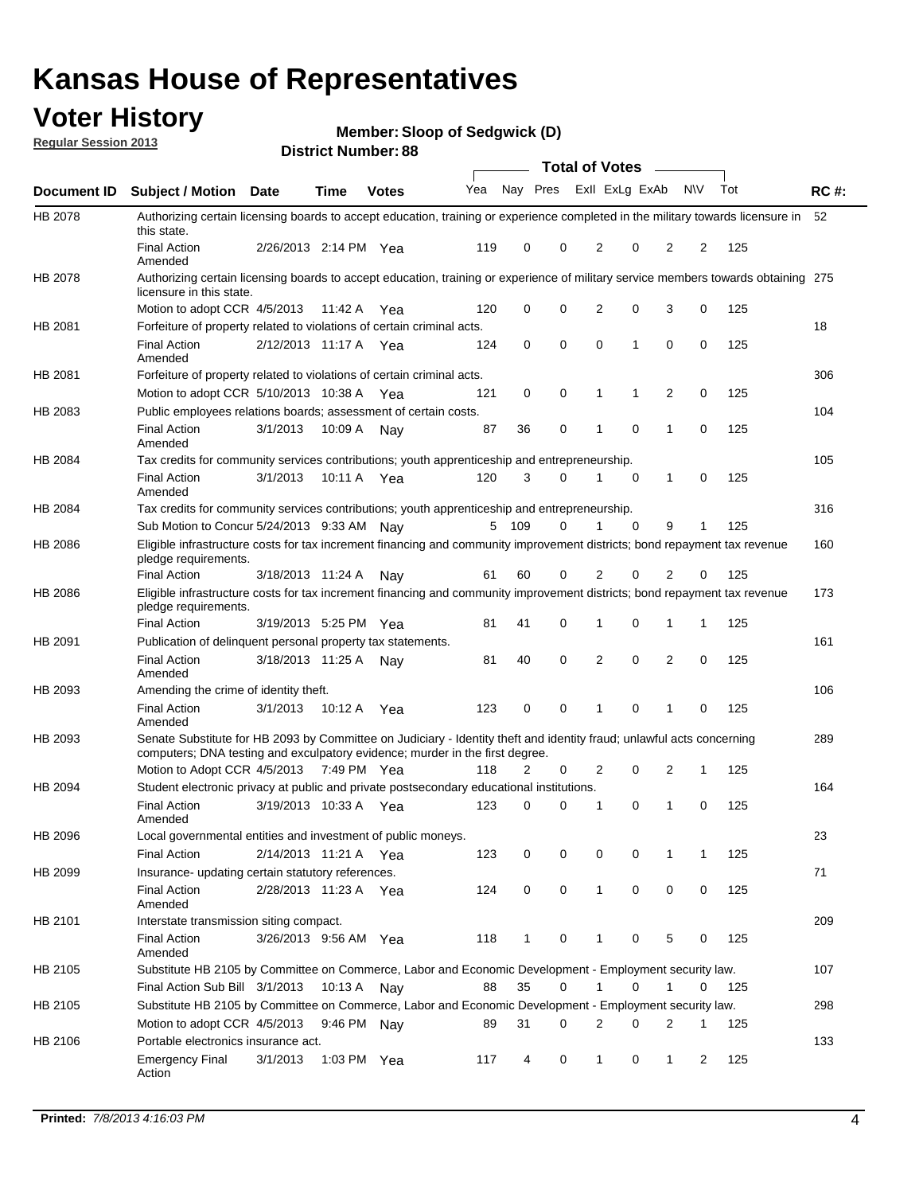# Kansas House of Representatives

## Voter History

**Regular Session 2013**

**Member: Sloop of Sedgwick (D)**

**District Number: 88**

| Document ID | Subject / Motion | Date | Time | Votes | Yea | Nay | Pres | ExII | ExLg | ExAb | N\V | Tot | RC #: |
|---|---|---|---|---|---|---|---|---|---|---|---|---|---|
| HB 2078 | Authorizing certain licensing boards to accept education, training or experience completed in the military towards licensure in this state. | | | | | | | | | | | | 52 |
| | Final Action Amended | 2/26/2013 | 2:14 PM | Yea | 119 | 0 | 0 | 2 | 0 | 2 | 2 | 125 | |
| HB 2078 | Authorizing certain licensing boards to accept education, training or experience of military service members towards obtaining licensure in this state. | | | | | | | | | | | | 275 |
| | Motion to adopt CCR | 4/5/2013 | 11:42 A | Yea | 120 | 0 | 0 | 2 | 0 | 3 | 0 | 125 | |
| HB 2081 | Forfeiture of property related to violations of certain criminal acts. | | | | | | | | | | | | 18 |
| | Final Action Amended | 2/12/2013 | 11:17 A | Yea | 124 | 0 | 0 | 0 | 1 | 0 | 0 | 125 | |
| HB 2081 | Forfeiture of property related to violations of certain criminal acts. | | | | | | | | | | | | 306 |
| | Motion to adopt CCR | 5/10/2013 | 10:38 A | Yea | 121 | 0 | 0 | 1 | 1 | 2 | 0 | 125 | |
| HB 2083 | Public employees relations boards; assessment of certain costs. | | | | | | | | | | | | 104 |
| | Final Action Amended | 3/1/2013 | 10:09 A | Nay | 87 | 36 | 0 | 1 | 0 | 1 | 0 | 125 | |
| HB 2084 | Tax credits for community services contributions; youth apprenticeship and entrepreneurship. | | | | | | | | | | | | 105 |
| | Final Action Amended | 3/1/2013 | 10:11 A | Yea | 120 | 3 | 0 | 1 | 0 | 1 | 0 | 125 | |
| HB 2084 | Tax credits for community services contributions; youth apprenticeship and entrepreneurship. | | | | | | | | | | | | 316 |
| | Sub Motion to Concur | 5/24/2013 | 9:33 AM | Nay | 5 | 109 | 0 | 1 | 0 | 9 | 1 | 125 | |
| HB 2086 | Eligible infrastructure costs for tax increment financing and community improvement districts; bond repayment tax revenue pledge requirements. | | | | | | | | | | | | 160 |
| | Final Action | 3/18/2013 | 11:24 A | Nay | 61 | 60 | 0 | 2 | 0 | 2 | 0 | 125 | |
| HB 2086 | Eligible infrastructure costs for tax increment financing and community improvement districts; bond repayment tax revenue pledge requirements. | | | | | | | | | | | | 173 |
| | Final Action | 3/19/2013 | 5:25 PM | Yea | 81 | 41 | 0 | 1 | 0 | 1 | 1 | 125 | |
| HB 2091 | Publication of delinquent personal property tax statements. | | | | | | | | | | | | 161 |
| | Final Action Amended | 3/18/2013 | 11:25 A | Nay | 81 | 40 | 0 | 2 | 0 | 2 | 0 | 125 | |
| HB 2093 | Amending the crime of identity theft. | | | | | | | | | | | | 106 |
| | Final Action Amended | 3/1/2013 | 10:12 A | Yea | 123 | 0 | 0 | 1 | 0 | 1 | 0 | 125 | |
| HB 2093 | Senate Substitute for HB 2093 by Committee on Judiciary - Identity theft and identity fraud; unlawful acts concerning computers; DNA testing and exculpatory evidence; murder in the first degree. | | | | | | | | | | | | 289 |
| | Motion to Adopt CCR | 4/5/2013 | 7:49 PM | Yea | 118 | 2 | 0 | 2 | 0 | 2 | 1 | 125 | |
| HB 2094 | Student electronic privacy at public and private postsecondary educational institutions. | | | | | | | | | | | | 164 |
| | Final Action Amended | 3/19/2013 | 10:33 A | Yea | 123 | 0 | 0 | 1 | 0 | 1 | 0 | 125 | |
| HB 2096 | Local governmental entities and investment of public moneys. | | | | | | | | | | | | 23 |
| | Final Action | 2/14/2013 | 11:21 A | Yea | 123 | 0 | 0 | 0 | 0 | 1 | 1 | 125 | |
| HB 2099 | Insurance- updating certain statutory references. | | | | | | | | | | | | 71 |
| | Final Action Amended | 2/28/2013 | 11:23 A | Yea | 124 | 0 | 0 | 1 | 0 | 0 | 0 | 125 | |
| HB 2101 | Interstate transmission siting compact. | | | | | | | | | | | | 209 |
| | Final Action Amended | 3/26/2013 | 9:56 AM | Yea | 118 | 1 | 0 | 1 | 0 | 5 | 0 | 125 | |
| HB 2105 | Substitute HB 2105 by Committee on Commerce, Labor and Economic Development - Employment security law. | | | | | | | | | | | | 107 |
| | Final Action Sub Bill | 3/1/2013 | 10:13 A | Nay | 88 | 35 | 0 | 1 | 0 | 1 | 0 | 125 | |
| HB 2105 | Substitute HB 2105 by Committee on Commerce, Labor and Economic Development - Employment security law. | | | | | | | | | | | | 298 |
| | Motion to adopt CCR | 4/5/2013 | 9:46 PM | Nay | 89 | 31 | 0 | 2 | 0 | 2 | 1 | 125 | |
| HB 2106 | Portable electronics insurance act. | | | | | | | | | | | | 133 |
| | Emergency Final Action | 3/1/2013 | 1:03 PM | Yea | 117 | 4 | 0 | 1 | 0 | 1 | 2 | 125 | |

**Printed:** *7/8/2013 4:16:03 PM*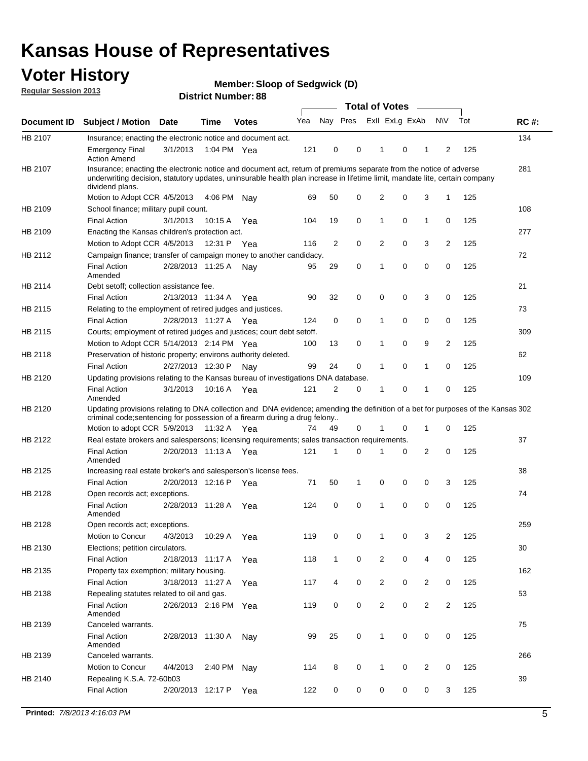# Kansas House of Representatives

## Voter History

**Regular Session 2013**

**Member: Sloop of Sedgwick (D)**

**District Number: 88**

| Document ID | Subject / Motion | Date | Time | Votes | Yea | Nay | Pres | ExII | ExLg | ExAb | N\V | Tot | RC #: |
|---|---|---|---|---|---|---|---|---|---|---|---|---|---|
| HB 2107 | Insurance; enacting the electronic notice and document act. | | | | | | | | | | | | 134 |
| | Emergency Final Action Amend | 3/1/2013 | 1:04 PM | Yea | 121 | 0 | 0 | 1 | 0 | 1 | 2 | 125 | |
| HB 2107 | Insurance; enacting the electronic notice and document act, return of premiums separate from the notice of adverse underwriting decision, statutory updates, uninsurable health plan increase in lifetime limit, mandate lite, certain company dividend plans. | | | | | | | | | | | | 281 |
| | Motion to Adopt CCR | 4/5/2013 | 4:06 PM | Nay | 69 | 50 | 0 | 2 | 0 | 3 | 1 | 125 | |
| HB 2109 | School finance; military pupil count. | | | | | | | | | | | | 108 |
| | Final Action | 3/1/2013 | 10:15 A | Yea | 104 | 19 | 0 | 1 | 0 | 1 | 0 | 125 | |
| HB 2109 | Enacting the Kansas children's protection act. | | | | | | | | | | | | 277 |
| | Motion to Adopt CCR | 4/5/2013 | 12:31 P | Yea | 116 | 2 | 0 | 2 | 0 | 3 | 2 | 125 | |
| HB 2112 | Campaign finance; transfer of campaign money to another candidacy. | | | | | | | | | | | | 72 |
| | Final Action Amended | 2/28/2013 | 11:25 A | Nay | 95 | 29 | 0 | 1 | 0 | 0 | 0 | 125 | |
| HB 2114 | Debt setoff; collection assistance fee. | | | | | | | | | | | | 21 |
| | Final Action | 2/13/2013 | 11:34 A | Yea | 90 | 32 | 0 | 0 | 0 | 3 | 0 | 125 | |
| HB 2115 | Relating to the employment of retired judges and justices. | | | | | | | | | | | | 73 |
| | Final Action | 2/28/2013 | 11:27 A | Yea | 124 | 0 | 0 | 1 | 0 | 0 | 0 | 125 | |
| HB 2115 | Courts; employment of retired judges and justices; court debt setoff. | | | | | | | | | | | | 309 |
| | Motion to Adopt CCR | 5/14/2013 | 2:14 PM | Yea | 100 | 13 | 0 | 1 | 0 | 9 | 2 | 125 | |
| HB 2118 | Preservation of historic property; environs authority deleted. | | | | | | | | | | | | 62 |
| | Final Action | 2/27/2013 | 12:30 P | Nay | 99 | 24 | 0 | 1 | 0 | 1 | 0 | 125 | |
| HB 2120 | Updating provisions relating to the Kansas bureau of investigations DNA database. | | | | | | | | | | | | 109 |
| | Final Action Amended | 3/1/2013 | 10:16 A | Yea | 121 | 2 | 0 | 1 | 0 | 1 | 0 | 125 | |
| HB 2120 | Updating provisions relating to DNA collection and DNA evidence; amending the definition of a bet for purposes of the Kansas criminal code;sentencing for possession of a firearm during a drug felony.. | | | | | | | | | | | | 302 |
| | Motion to adopt CCR | 5/9/2013 | 11:32 A | Yea | 74 | 49 | 0 | 1 | 0 | 1 | 0 | 125 | |
| HB 2122 | Real estate brokers and salespersons; licensing requirements; sales transaction requirements. | | | | | | | | | | | | 37 |
| | Final Action Amended | 2/20/2013 | 11:13 A | Yea | 121 | 1 | 0 | 1 | 0 | 2 | 0 | 125 | |
| HB 2125 | Increasing real estate broker's and salesperson's license fees. | | | | | | | | | | | | 38 |
| | Final Action | 2/20/2013 | 12:16 P | Yea | 71 | 50 | 1 | 0 | 0 | 0 | 3 | 125 | |
| HB 2128 | Open records act; exceptions. | | | | | | | | | | | | 74 |
| | Final Action Amended | 2/28/2013 | 11:28 A | Yea | 124 | 0 | 0 | 1 | 0 | 0 | 0 | 125 | |
| HB 2128 | Open records act; exceptions. | | | | | | | | | | | | 259 |
| | Motion to Concur | 4/3/2013 | 10:29 A | Yea | 119 | 0 | 0 | 1 | 0 | 3 | 2 | 125 | |
| HB 2130 | Elections; petition circulators. | | | | | | | | | | | | 30 |
| | Final Action | 2/18/2013 | 11:17 A | Yea | 118 | 1 | 0 | 2 | 0 | 4 | 0 | 125 | |
| HB 2135 | Property tax exemption; military housing. | | | | | | | | | | | | 162 |
| | Final Action | 3/18/2013 | 11:27 A | Yea | 117 | 4 | 0 | 2 | 0 | 2 | 0 | 125 | |
| HB 2138 | Repealing statutes related to oil and gas. | | | | | | | | | | | | 53 |
| | Final Action Amended | 2/26/2013 | 2:16 PM | Yea | 119 | 0 | 0 | 2 | 0 | 2 | 2 | 125 | |
| HB 2139 | Canceled warrants. | | | | | | | | | | | | 75 |
| | Final Action Amended | 2/28/2013 | 11:30 A | Nay | 99 | 25 | 0 | 1 | 0 | 0 | 0 | 125 | |
| HB 2139 | Canceled warrants. | | | | | | | | | | | | 266 |
| | Motion to Concur | 4/4/2013 | 2:40 PM | Nay | 114 | 8 | 0 | 1 | 0 | 2 | 0 | 125 | |
| HB 2140 | Repealing K.S.A. 72-60b03 | | | | | | | | | | | | 39 |
| | Final Action | 2/20/2013 | 12:17 P | Yea | 122 | 0 | 0 | 0 | 0 | 0 | 3 | 125 | |

**Printed:** *7/8/2013 4:16:03 PM*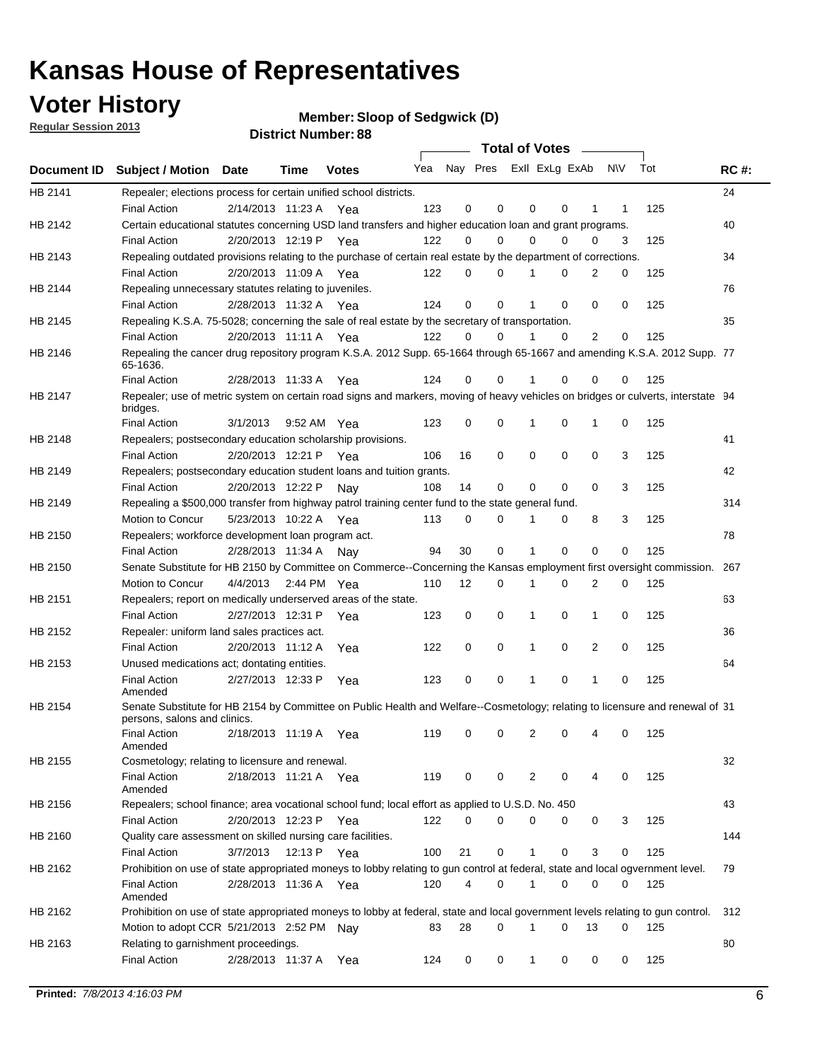# Kansas House of Representatives

## Voter History

**Regular Session 2013**

**Member: Sloop of Sedgwick (D)**

**District Number: 88**

| Document ID | Subject / Motion | Date | Time | Votes | Yea | Nay | Pres | ExlI | ExLg | ExAb | N\V | Tot | RC #: |
|---|---|---|---|---|---|---|---|---|---|---|---|---|---|
| HB 2141 | Repealer; elections process for certain unified school districts. | | | | | | | | | | | | 24 |
| | Final Action | 2/14/2013 | 11:23 A | Yea | 123 | 0 | 0 | 0 | 0 | 1 | 1 | 125 | |
| HB 2142 | Certain educational statutes concerning USD land transfers and higher education loan and grant programs. | | | | | | | | | | | | 40 |
| | Final Action | 2/20/2013 | 12:19 P | Yea | 122 | 0 | 0 | 0 | 0 | 0 | 3 | 125 | |
| HB 2143 | Repealing outdated provisions relating to the purchase of certain real estate by the department of corrections. | | | | | | | | | | | | 34 |
| | Final Action | 2/20/2013 | 11:09 A | Yea | 122 | 0 | 0 | 1 | 0 | 2 | 0 | 125 | |
| HB 2144 | Repealing unnecessary statutes relating to juveniles. | | | | | | | | | | | | 76 |
| | Final Action | 2/28/2013 | 11:32 A | Yea | 124 | 0 | 0 | 1 | 0 | 0 | 0 | 125 | |
| HB 2145 | Repealing K.S.A. 75-5028; concerning the sale of real estate by the secretary of transportation. | | | | | | | | | | | | 35 |
| | Final Action | 2/20/2013 | 11:11 A | Yea | 122 | 0 | 0 | 1 | 0 | 2 | 0 | 125 | |
| HB 2146 | Repealing the cancer drug repository program K.S.A. 2012 Supp. 65-1664 through 65-1667 and amending K.S.A. 2012 Supp. 65-1636. | | | | | | | | | | | | 77 |
| | Final Action | 2/28/2013 | 11:33 A | Yea | 124 | 0 | 0 | 1 | 0 | 0 | 0 | 125 | |
| HB 2147 | Repealer; use of metric system on certain road signs and markers, moving of heavy vehicles on bridges or culverts, interstate bridges. | | | | | | | | | | | | 94 |
| | Final Action | 3/1/2013 | 9:52 AM | Yea | 123 | 0 | 0 | 1 | 0 | 1 | 0 | 125 | |
| HB 2148 | Repealers; postsecondary education scholarship provisions. | | | | | | | | | | | | 41 |
| | Final Action | 2/20/2013 | 12:21 P | Yea | 106 | 16 | 0 | 0 | 0 | 0 | 3 | 125 | |
| HB 2149 | Repealers; postsecondary education student loans and tuition grants. | | | | | | | | | | | | 42 |
| | Final Action | 2/20/2013 | 12:22 P | Nay | 108 | 14 | 0 | 0 | 0 | 0 | 3 | 125 | |
| HB 2149 | Repealing a $500,000 transfer from highway patrol training center fund to the state general fund. | | | | | | | | | | | | 314 |
| | Motion to Concur | 5/23/2013 | 10:22 A | Yea | 113 | 0 | 0 | 1 | 0 | 8 | 3 | 125 | |
| HB 2150 | Repealers; workforce development loan program act. | | | | | | | | | | | | 78 |
| | Final Action | 2/28/2013 | 11:34 A | Nay | 94 | 30 | 0 | 1 | 0 | 0 | 0 | 125 | |
| HB 2150 | Senate Substitute for HB 2150 by Committee on Commerce--Concerning the Kansas employment first oversight commission. | | | | | | | | | | | | 267 |
| | Motion to Concur | 4/4/2013 | 2:44 PM | Yea | 110 | 12 | 0 | 1 | 0 | 2 | 0 | 125 | |
| HB 2151 | Repealers; report on medically underserved areas of the state. | | | | | | | | | | | | 63 |
| | Final Action | 2/27/2013 | 12:31 P | Yea | 123 | 0 | 0 | 1 | 0 | 1 | 0 | 125 | |
| HB 2152 | Repealer: uniform land sales practices act. | | | | | | | | | | | | 36 |
| | Final Action | 2/20/2013 | 11:12 A | Yea | 122 | 0 | 0 | 1 | 0 | 2 | 0 | 125 | |
| HB 2153 | Unused medications act; dontating entities. | | | | | | | | | | | | 64 |
| | Final Action Amended | 2/27/2013 | 12:33 P | Yea | 123 | 0 | 0 | 1 | 0 | 1 | 0 | 125 | |
| HB 2154 | Senate Substitute for HB 2154 by Committee on Public Health and Welfare--Cosmetology; relating to licensure and renewal of persons, salons and clinics. | | | | | | | | | | | | 31 |
| | Final Action Amended | 2/18/2013 | 11:19 A | Yea | 119 | 0 | 0 | 2 | 0 | 4 | 0 | 125 | |
| HB 2155 | Cosmetology; relating to licensure and renewal. | | | | | | | | | | | | 32 |
| | Final Action Amended | 2/18/2013 | 11:21 A | Yea | 119 | 0 | 0 | 2 | 0 | 4 | 0 | 125 | |
| HB 2156 | Repealers; school finance; area vocational school fund; local effort as applied to U.S.D. No. 450 | | | | | | | | | | | | 43 |
| | Final Action | 2/20/2013 | 12:23 P | Yea | 122 | 0 | 0 | 0 | 0 | 0 | 3 | 125 | |
| HB 2160 | Quality care assessment on skilled nursing care facilities. | | | | | | | | | | | | 144 |
| | Final Action | 3/7/2013 | 12:13 P | Yea | 100 | 21 | 0 | 1 | 0 | 3 | 0 | 125 | |
| HB 2162 | Prohibition on use of state appropriated moneys to lobby relating to gun control at federal, state and local ogvernment level. | | | | | | | | | | | | 79 |
| | Final Action Amended | 2/28/2013 | 11:36 A | Yea | 120 | 4 | 0 | 1 | 0 | 0 | 0 | 125 | |
| HB 2162 | Prohibition on use of state appropriated moneys to lobby at federal, state and local government levels relating to gun control. | | | | | | | | | | | | 312 |
| | Motion to adopt CCR | 5/21/2013 | 2:52 PM | Nay | 83 | 28 | 0 | 1 | 0 | 13 | 0 | 125 | |
| HB 2163 | Relating to garnishment proceedings. | | | | | | | | | | | | 80 |
| | Final Action | 2/28/2013 | 11:37 A | Yea | 124 | 0 | 0 | 1 | 0 | 0 | 0 | 125 | |

**Printed:** *7/8/2013 4:16:03 PM*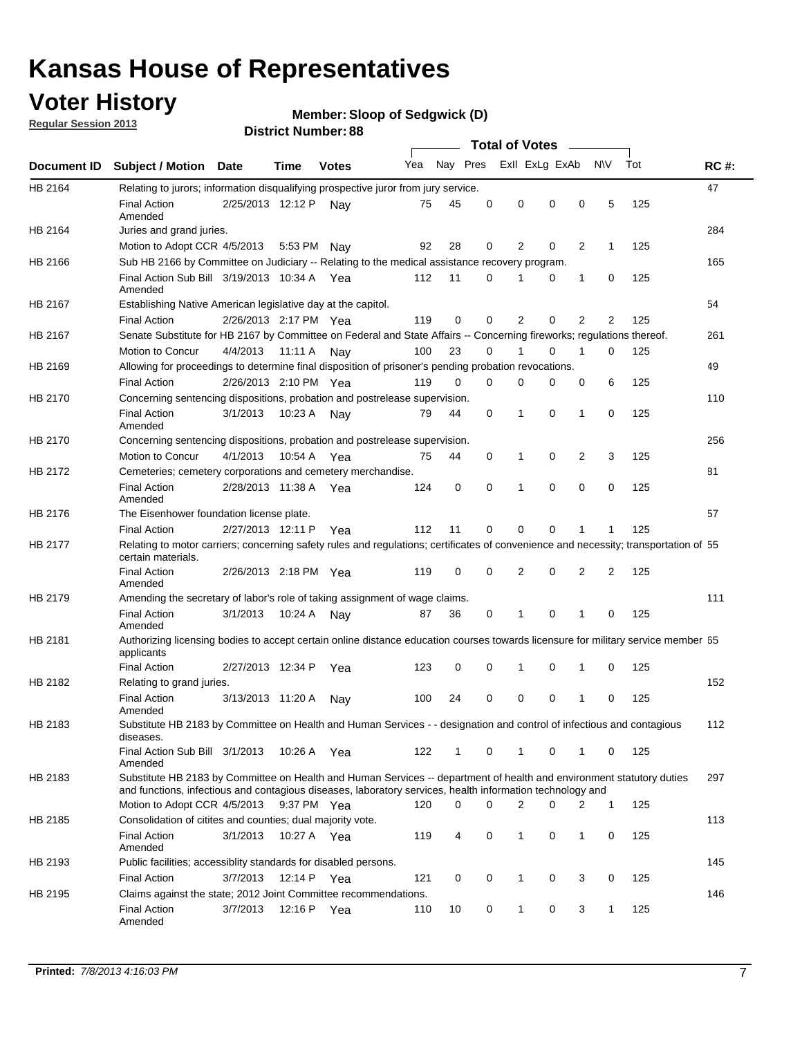# Kansas House of Representatives

## Voter History

**Regular Session 2013**

**Member: Sloop of Sedgwick (D)**

**District Number: 88**

| Document ID | Subject / Motion | Date | Time | Votes | Yea | Nay | Pres | ExII | ExLg | ExAb | N\V | Tot | RC #: |
|---|---|---|---|---|---|---|---|---|---|---|---|---|---|
| HB 2164 | Relating to jurors; information disqualifying prospective juror from jury service. | | | | | | | | | | | | 47 |
| | Final Action Amended | 2/25/2013 | 12:12 P | Nay | 75 | 45 | 0 | 0 | 0 | 0 | 5 | 125 | |
| HB 2164 | Juries and grand juries. | | | | | | | | | | | | 284 |
| | Motion to Adopt CCR | 4/5/2013 | 5:53 PM | Nay | 92 | 28 | 0 | 2 | 0 | 2 | 1 | 125 | |
| HB 2166 | Sub HB 2166 by Committee on Judiciary -- Relating to the medical assistance recovery program. | | | | | | | | | | | | 165 |
| | Final Action Sub Bill Amended | 3/19/2013 | 10:34 A | Yea | 112 | 11 | 0 | 1 | 0 | 1 | 0 | 125 | |
| HB 2167 | Establishing Native American legislative day at the capitol. | | | | | | | | | | | | 54 |
| | Final Action | 2/26/2013 | 2:17 PM | Yea | 119 | 0 | 0 | 2 | 0 | 2 | 2 | 125 | |
| HB 2167 | Senate Substitute for HB 2167 by Committee on Federal and State Affairs -- Concerning fireworks; regulations thereof. | | | | | | | | | | | | 261 |
| | Motion to Concur | 4/4/2013 | 11:11 A | Nay | 100 | 23 | 0 | 1 | 0 | 1 | 0 | 125 | |
| HB 2169 | Allowing for proceedings to determine final disposition of prisoner's pending probation revocations. | | | | | | | | | | | | 49 |
| | Final Action | 2/26/2013 | 2:10 PM | Yea | 119 | 0 | 0 | 0 | 0 | 0 | 6 | 125 | |
| HB 2170 | Concerning sentencing dispositions, probation and postrelease supervision. | | | | | | | | | | | | 110 |
| | Final Action Amended | 3/1/2013 | 10:23 A | Nay | 79 | 44 | 0 | 1 | 0 | 1 | 0 | 125 | |
| HB 2170 | Concerning sentencing dispositions, probation and postrelease supervision. | | | | | | | | | | | | 256 |
| | Motion to Concur | 4/1/2013 | 10:54 A | Yea | 75 | 44 | 0 | 1 | 0 | 2 | 3 | 125 | |
| HB 2172 | Cemeteries; cemetery corporations and cemetery merchandise. | | | | | | | | | | | | 81 |
| | Final Action Amended | 2/28/2013 | 11:38 A | Yea | 124 | 0 | 0 | 1 | 0 | 0 | 0 | 125 | |
| HB 2176 | The Eisenhower foundation license plate. | | | | | | | | | | | | 57 |
| | Final Action | 2/27/2013 | 12:11 P | Yea | 112 | 11 | 0 | 0 | 0 | 1 | 1 | 125 | |
| HB 2177 | Relating to motor carriers; concerning safety rules and regulations; certificates of convenience and necessity; transportation of certain materials. | | | | | | | | | | | | 55 |
| | Final Action Amended | 2/26/2013 | 2:18 PM | Yea | 119 | 0 | 0 | 2 | 0 | 2 | 2 | 125 | |
| HB 2179 | Amending the secretary of labor's role of taking assignment of wage claims. | | | | | | | | | | | | 111 |
| | Final Action Amended | 3/1/2013 | 10:24 A | Nay | 87 | 36 | 0 | 1 | 0 | 1 | 0 | 125 | |
| HB 2181 | Authorizing licensing bodies to accept certain online distance education courses towards licensure for military service member applicants | | | | | | | | | | | | 65 |
| | Final Action | 2/27/2013 | 12:34 P | Yea | 123 | 0 | 0 | 1 | 0 | 1 | 0 | 125 | |
| HB 2182 | Relating to grand juries. | | | | | | | | | | | | 152 |
| | Final Action Amended | 3/13/2013 | 11:20 A | Nay | 100 | 24 | 0 | 0 | 0 | 1 | 0 | 125 | |
| HB 2183 | Substitute HB 2183 by Committee on Health and Human Services - - designation and control of infectious and contagious diseases. | | | | | | | | | | | | 112 |
| | Final Action Sub Bill Amended | 3/1/2013 | 10:26 A | Yea | 122 | 1 | 0 | 1 | 0 | 1 | 0 | 125 | |
| HB 2183 | Substitute HB 2183 by Committee on Health and Human Services -- department of health and environment statutory duties and functions, infectious and contagious diseases, laboratory services, health information technology and | | | | | | | | | | | | 297 |
| | Motion to Adopt CCR | 4/5/2013 | 9:37 PM | Yea | 120 | 0 | 0 | 2 | 0 | 2 | 1 | 125 | |
| HB 2185 | Consolidation of citites and counties; dual majority vote. | | | | | | | | | | | | 113 |
| | Final Action Amended | 3/1/2013 | 10:27 A | Yea | 119 | 4 | 0 | 1 | 0 | 1 | 0 | 125 | |
| HB 2193 | Public facilities; accessiblity standards for disabled persons. | | | | | | | | | | | | 145 |
| | Final Action | 3/7/2013 | 12:14 P | Yea | 121 | 0 | 0 | 1 | 0 | 3 | 0 | 125 | |
| HB 2195 | Claims against the state; 2012 Joint Committee recommendations. | | | | | | | | | | | | 146 |
| | Final Action Amended | 3/7/2013 | 12:16 P | Yea | 110 | 10 | 0 | 1 | 0 | 3 | 1 | 125 | |

**Printed:** *7/8/2013 4:16:03 PM*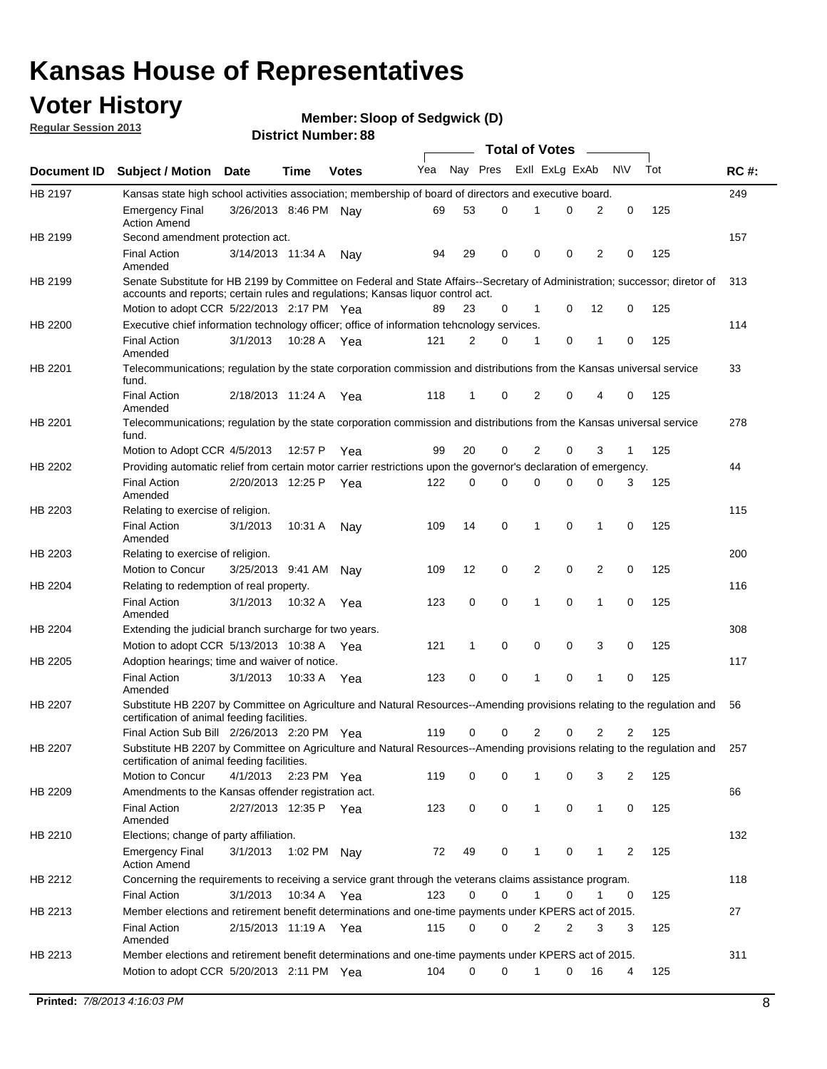# Kansas House of Representatives

## Voter History

**Regular Session 2013**

**Member: Sloop of Sedgwick (D)**

**District Number: 88**

| Document ID | Subject / Motion | Date | Time | Votes | Yea | Nay | Pres | ExII | ExLg | ExAb | N\V | Tot | RC #: |
|---|---|---|---|---|---|---|---|---|---|---|---|---|---|
| HB 2197 | Kansas state high school activities association; membership of board of directors and executive board. | | | | | | | | | | | | 249 |
| | Emergency Final Action Amend | 3/26/2013 | 8:46 PM | Nay | 69 | 53 | 0 | 1 | 0 | 2 | 0 | 125 | |
| HB 2199 | Second amendment protection act. | | | | | | | | | | | | 157 |
| | Final Action Amended | 3/14/2013 | 11:34 A | Nay | 94 | 29 | 0 | 0 | 0 | 2 | 0 | 125 | |
| HB 2199 | Senate Substitute for HB 2199 by Committee on Federal and State Affairs--Secretary of Administration; successor; diretor of accounts and reports; certain rules and regulations; Kansas liquor control act. | | | | | | | | | | | | 313 |
| | Motion to adopt CCR | 5/22/2013 | 2:17 PM | Yea | 89 | 23 | 0 | 1 | 0 | 12 | 0 | 125 | |
| HB 2200 | Executive chief information technology officer; office of information tehcnology services. | | | | | | | | | | | | 114 |
| | Final Action Amended | 3/1/2013 | 10:28 A | Yea | 121 | 2 | 0 | 1 | 0 | 1 | 0 | 125 | |
| HB 2201 | Telecommunications; regulation by the state corporation commission and distributions from the Kansas universal service fund. | | | | | | | | | | | | 33 |
| | Final Action Amended | 2/18/2013 | 11:24 A | Yea | 118 | 1 | 0 | 2 | 0 | 4 | 0 | 125 | |
| HB 2201 | Telecommunications; regulation by the state corporation commission and distributions from the Kansas universal service fund. | | | | | | | | | | | | 278 |
| | Motion to Adopt CCR | 4/5/2013 | 12:57 P | Yea | 99 | 20 | 0 | 2 | 0 | 3 | 1 | 125 | |
| HB 2202 | Providing automatic relief from certain motor carrier restrictions upon the governor's declaration of emergency. | | | | | | | | | | | | 44 |
| | Final Action Amended | 2/20/2013 | 12:25 P | Yea | 122 | 0 | 0 | 0 | 0 | 0 | 3 | 125 | |
| HB 2203 | Relating to exercise of religion. | | | | | | | | | | | | 115 |
| | Final Action Amended | 3/1/2013 | 10:31 A | Nay | 109 | 14 | 0 | 1 | 0 | 1 | 0 | 125 | |
| HB 2203 | Relating to exercise of religion. | | | | | | | | | | | | 200 |
| | Motion to Concur | 3/25/2013 | 9:41 AM | Nay | 109 | 12 | 0 | 2 | 0 | 2 | 0 | 125 | |
| HB 2204 | Relating to redemption of real property. | | | | | | | | | | | | 116 |
| | Final Action Amended | 3/1/2013 | 10:32 A | Yea | 123 | 0 | 0 | 1 | 0 | 1 | 0 | 125 | |
| HB 2204 | Extending the judicial branch surcharge for two years. | | | | | | | | | | | | 308 |
| | Motion to adopt CCR | 5/13/2013 | 10:38 A | Yea | 121 | 1 | 0 | 0 | 0 | 3 | 0 | 125 | |
| HB 2205 | Adoption hearings; time and waiver of notice. | | | | | | | | | | | | 117 |
| | Final Action Amended | 3/1/2013 | 10:33 A | Yea | 123 | 0 | 0 | 1 | 0 | 1 | 0 | 125 | |
| HB 2207 | Substitute HB 2207 by Committee on Agriculture and Natural Resources--Amending provisions relating to the regulation and certification of animal feeding facilities. | | | | | | | | | | | | 56 |
| | Final Action Sub Bill | 2/26/2013 | 2:20 PM | Yea | 119 | 0 | 0 | 2 | 0 | 2 | 2 | 125 | |
| HB 2207 | Substitute HB 2207 by Committee on Agriculture and Natural Resources--Amending provisions relating to the regulation and certification of animal feeding facilities. | | | | | | | | | | | | 257 |
| | Motion to Concur | 4/1/2013 | 2:23 PM | Yea | 119 | 0 | 0 | 1 | 0 | 3 | 2 | 125 | |
| HB 2209 | Amendments to the Kansas offender registration act. | | | | | | | | | | | | 66 |
| | Final Action Amended | 2/27/2013 | 12:35 P | Yea | 123 | 0 | 0 | 1 | 0 | 1 | 0 | 125 | |
| HB 2210 | Elections; change of party affiliation. | | | | | | | | | | | | 132 |
| | Emergency Final Action Amend | 3/1/2013 | 1:02 PM | Nay | 72 | 49 | 0 | 1 | 0 | 1 | 2 | 125 | |
| HB 2212 | Concerning the requirements to receiving a service grant through the veterans claims assistance program. | | | | | | | | | | | | 118 |
| | Final Action | 3/1/2013 | 10:34 A | Yea | 123 | 0 | 0 | 1 | 0 | 1 | 0 | 125 | |
| HB 2213 | Member elections and retirement benefit determinations and one-time payments under KPERS act of 2015. | | | | | | | | | | | | 27 |
| | Final Action Amended | 2/15/2013 | 11:19 A | Yea | 115 | 0 | 0 | 2 | 2 | 3 | 3 | 125 | |
| HB 2213 | Member elections and retirement benefit determinations and one-time payments under KPERS act of 2015. | | | | | | | | | | | | 311 |
| | Motion to adopt CCR | 5/20/2013 | 2:11 PM | Yea | 104 | 0 | 0 | 1 | 0 | 16 | 4 | 125 | |

**Printed:** 7/8/2013 4:16:03 PM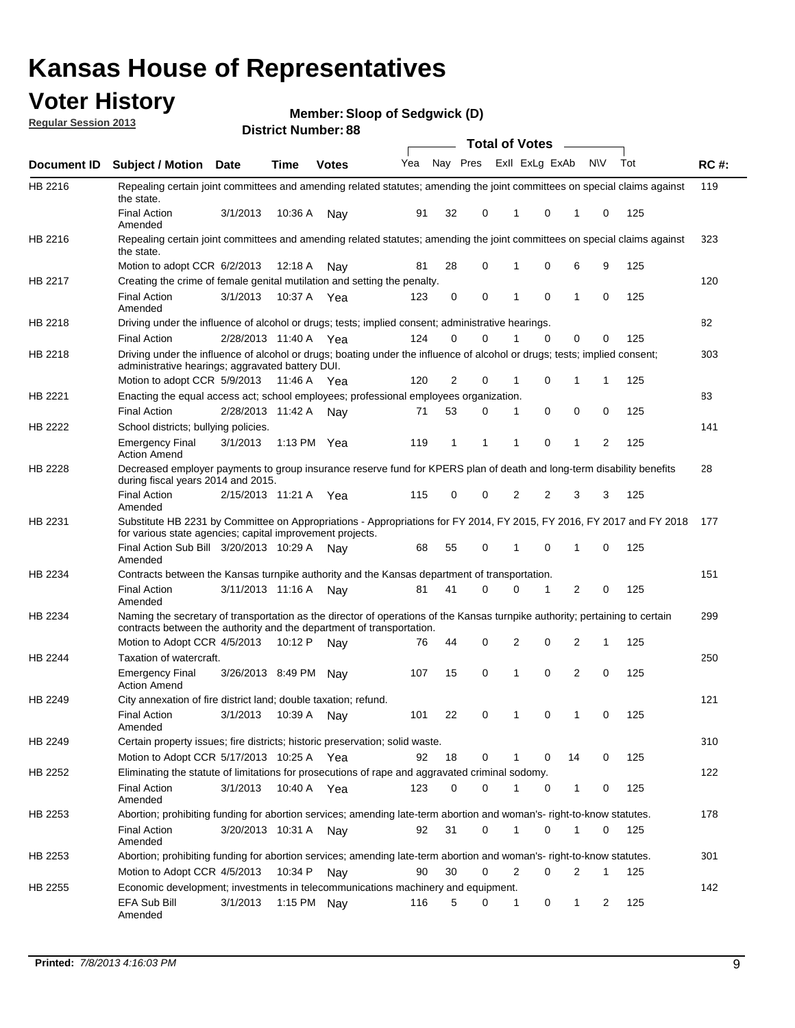# Kansas House of Representatives

## Voter History

**Regular Session 2013**

**Member: Sloop of Sedgwick (D)**

**District Number: 88**

| Document ID | Subject / Motion | Date | Time | Votes | Yea | Nay | Pres | ExII | ExLg | ExAb | N\V | Tot | RC #: |
|---|---|---|---|---|---|---|---|---|---|---|---|---|---|
| HB 2216 | Repealing certain joint committees and amending related statutes; amending the joint committees on special claims against the state. | | | | | | | | | | | | 119 |
| | Final Action Amended | 3/1/2013 | 10:36 A | Nay | 91 | 32 | 0 | 1 | 0 | 1 | 0 | 125 | |
| HB 2216 | Repealing certain joint committees and amending related statutes; amending the joint committees on special claims against the state. | | | | | | | | | | | | 323 |
| | Motion to adopt CCR | 6/2/2013 | 12:18 A | Nay | 81 | 28 | 0 | 1 | 0 | 6 | 9 | 125 | |
| HB 2217 | Creating the crime of female genital mutilation and setting the penalty. | | | | | | | | | | | | 120 |
| | Final Action Amended | 3/1/2013 | 10:37 A | Yea | 123 | 0 | 0 | 1 | 0 | 1 | 0 | 125 | |
| HB 2218 | Driving under the influence of alcohol or drugs; tests; implied consent; administrative hearings. | | | | | | | | | | | | 82 |
| | Final Action | 2/28/2013 | 11:40 A | Yea | 124 | 0 | 0 | 1 | 0 | 0 | 0 | 125 | |
| HB 2218 | Driving under the influence of alcohol or drugs; boating under the influence of alcohol or drugs; tests; implied consent; administrative hearings; aggravated battery DUI. | | | | | | | | | | | | 303 |
| | Motion to adopt CCR | 5/9/2013 | 11:46 A | Yea | 120 | 2 | 0 | 1 | 0 | 1 | 1 | 125 | |
| HB 2221 | Enacting the equal access act; school employees; professional employees organization. | | | | | | | | | | | | 83 |
| | Final Action | 2/28/2013 | 11:42 A | Nay | 71 | 53 | 0 | 1 | 0 | 0 | 0 | 125 | |
| HB 2222 | School districts; bullying policies. | | | | | | | | | | | | 141 |
| | Emergency Final Action Amend | 3/1/2013 | 1:13 PM | Yea | 119 | 1 | 1 | 1 | 0 | 1 | 2 | 125 | |
| HB 2228 | Decreased employer payments to group insurance reserve fund for KPERS plan of death and long-term disability benefits during fiscal years 2014 and 2015. | | | | | | | | | | | | 28 |
| | Final Action Amended | 2/15/2013 | 11:21 A | Yea | 115 | 0 | 0 | 2 | 2 | 3 | 3 | 125 | |
| HB 2231 | Substitute HB 2231 by Committee on Appropriations - Appropriations for FY 2014, FY 2015, FY 2016, FY 2017 and FY 2018 for various state agencies; capital improvement projects. | | | | | | | | | | | | 177 |
| | Final Action Sub Bill Amended | 3/20/2013 | 10:29 A | Nay | 68 | 55 | 0 | 1 | 0 | 1 | 0 | 125 | |
| HB 2234 | Contracts between the Kansas turnpike authority and the Kansas department of transportation. | | | | | | | | | | | | 151 |
| | Final Action Amended | 3/11/2013 | 11:16 A | Nay | 81 | 41 | 0 | 0 | 1 | 2 | 0 | 125 | |
| HB 2234 | Naming the secretary of transportation as the director of operations of the Kansas turnpike authority; pertaining to certain contracts between the authority and the department of transportation. | | | | | | | | | | | | 299 |
| | Motion to Adopt CCR | 4/5/2013 | 10:12 P | Nay | 76 | 44 | 0 | 2 | 0 | 2 | 1 | 125 | |
| HB 2244 | Taxation of watercraft. | | | | | | | | | | | | 250 |
| | Emergency Final Action Amend | 3/26/2013 | 8:49 PM | Nay | 107 | 15 | 0 | 1 | 0 | 2 | 0 | 125 | |
| HB 2249 | City annexation of fire district land; double taxation; refund. | | | | | | | | | | | | 121 |
| | Final Action Amended | 3/1/2013 | 10:39 A | Nay | 101 | 22 | 0 | 1 | 0 | 1 | 0 | 125 | |
| HB 2249 | Certain property issues; fire districts; historic preservation; solid waste. | | | | | | | | | | | | 310 |
| | Motion to Adopt CCR | 5/17/2013 | 10:25 A | Yea | 92 | 18 | 0 | 1 | 0 | 14 | 0 | 125 | |
| HB 2252 | Eliminating the statute of limitations for prosecutions of rape and aggravated criminal sodomy. | | | | | | | | | | | | 122 |
| | Final Action Amended | 3/1/2013 | 10:40 A | Yea | 123 | 0 | 0 | 1 | 0 | 1 | 0 | 125 | |
| HB 2253 | Abortion; prohibiting funding for abortion services; amending late-term abortion and woman's- right-to-know statutes. | | | | | | | | | | | | 178 |
| | Final Action Amended | 3/20/2013 | 10:31 A | Nay | 92 | 31 | 0 | 1 | 0 | 1 | 0 | 125 | |
| HB 2253 | Abortion; prohibiting funding for abortion services; amending late-term abortion and woman's- right-to-know statutes. | | | | | | | | | | | | 301 |
| | Motion to Adopt CCR | 4/5/2013 | 10:34 P | Nay | 90 | 30 | 0 | 2 | 0 | 2 | 1 | 125 | |
| HB 2255 | Economic development; investments in telecommunications machinery and equipment. | | | | | | | | | | | | 142 |
| | EFA Sub Bill Amended | 3/1/2013 | 1:15 PM | Nay | 116 | 5 | 0 | 1 | 0 | 1 | 2 | 125 | |

**Printed:** *7/8/2013 4:16:03 PM*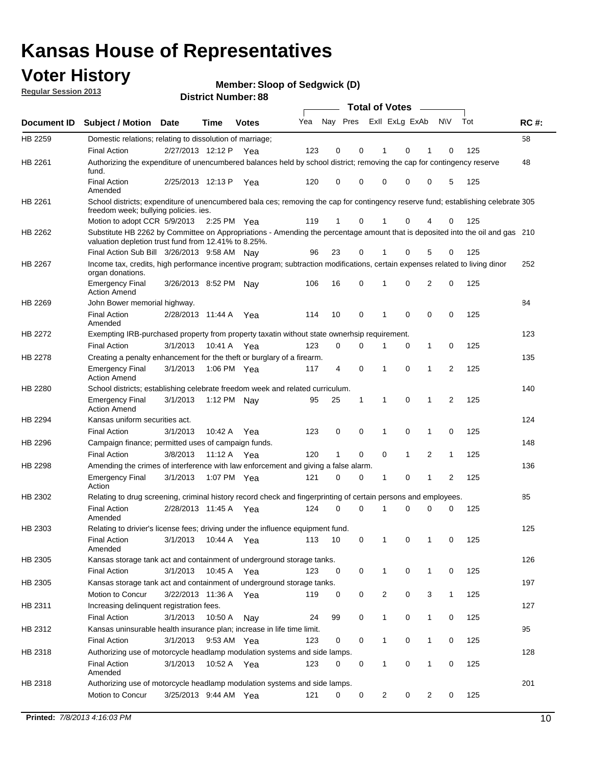# Kansas House of Representatives

## Voter History

**Regular Session 2013**

**Member: Sloop of Sedgwick (D)**

**District Number: 88**

| Document ID | Subject / Motion | Date | Time | Votes | Yea | Nay | Pres | ExII | ExLg | ExAb | N\V | Tot | RC #: |
|---|---|---|---|---|---|---|---|---|---|---|---|---|---|
| HB 2259 | Domestic relations; relating to dissolution of marriage; | | | | | | | | | | | | 58 |
| | Final Action | 2/27/2013 | 12:12 P | Yea | 123 | 0 | 0 | 1 | 0 | 1 | 0 | 125 | |
| HB 2261 | Authorizing the expenditure of unencumbered balances held by school district; removing the cap for contingency reserve fund. | | | | | | | | | | | | 48 |
| | Final Action Amended | 2/25/2013 | 12:13 P | Yea | 120 | 0 | 0 | 0 | 0 | 0 | 5 | 125 | |
| HB 2261 | School districts; expenditure of unencumbered bala ces; removing the cap for contingency reserve fund; establishing celebrate freedom week; bullying policies. ies. | | | | | | | | | | | | 305 |
| | Motion to adopt CCR | 5/9/2013 | 2:25 PM | Yea | 119 | 1 | 0 | 1 | 0 | 4 | 0 | 125 | |
| HB 2262 | Substitute HB 2262 by Committee on Appropriations - Amending the percentage amount that is deposited into the oil and gas valuation depletion trust fund from 12.41% to 8.25%. | | | | | | | | | | | | 210 |
| | Final Action Sub Bill | 3/26/2013 | 9:58 AM | Nay | 96 | 23 | 0 | 1 | 0 | 5 | 0 | 125 | |
| HB 2267 | Income tax, credits, high performance incentive program; subtraction modifications, certain expenses related to living dinor organ donations. | | | | | | | | | | | | 252 |
| | Emergency Final Action Amend | 3/26/2013 | 8:52 PM | Nay | 106 | 16 | 0 | 1 | 0 | 2 | 0 | 125 | |
| HB 2269 | John Bower memorial highway. | | | | | | | | | | | | 84 |
| | Final Action Amended | 2/28/2013 | 11:44 A | Yea | 114 | 10 | 0 | 1 | 0 | 0 | 0 | 125 | |
| HB 2272 | Exempting IRB-purchased property from property taxatin without state ownerhsip requirement. | | | | | | | | | | | | 123 |
| | Final Action | 3/1/2013 | 10:41 A | Yea | 123 | 0 | 0 | 1 | 0 | 1 | 0 | 125 | |
| HB 2278 | Creating a penalty enhancement for the theft or burglary of a firearm. | | | | | | | | | | | | 135 |
| | Emergency Final Action Amend | 3/1/2013 | 1:06 PM | Yea | 117 | 4 | 0 | 1 | 0 | 1 | 2 | 125 | |
| HB 2280 | School districts; establishing celebrate freedom week and related curriculum. | | | | | | | | | | | | 140 |
| | Emergency Final Action Amend | 3/1/2013 | 1:12 PM | Nay | 95 | 25 | 1 | 1 | 0 | 1 | 2 | 125 | |
| HB 2294 | Kansas uniform securities act. | | | | | | | | | | | | 124 |
| | Final Action | 3/1/2013 | 10:42 A | Yea | 123 | 0 | 0 | 1 | 0 | 1 | 0 | 125 | |
| HB 2296 | Campaign finance; permitted uses of campaign funds. | | | | | | | | | | | | 148 |
| | Final Action | 3/8/2013 | 11:12 A | Yea | 120 | 1 | 0 | 0 | 1 | 2 | 1 | 125 | |
| HB 2298 | Amending the crimes of interference with law enforcement and giving a false alarm. | | | | | | | | | | | | 136 |
| | Emergency Final Action | 3/1/2013 | 1:07 PM | Yea | 121 | 0 | 0 | 1 | 0 | 1 | 2 | 125 | |
| HB 2302 | Relating to drug screening, criminal history record check and fingerprinting of certain persons and employees. | | | | | | | | | | | | 85 |
| | Final Action Amended | 2/28/2013 | 11:45 A | Yea | 124 | 0 | 0 | 1 | 0 | 0 | 0 | 125 | |
| HB 2303 | Relating to drivier's license fees; driving under the influence equipment fund. | | | | | | | | | | | | 125 |
| | Final Action Amended | 3/1/2013 | 10:44 A | Yea | 113 | 10 | 0 | 1 | 0 | 1 | 0 | 125 | |
| HB 2305 | Kansas storage tank act and containment of underground storage tanks. | | | | | | | | | | | | 126 |
| | Final Action | 3/1/2013 | 10:45 A | Yea | 123 | 0 | 0 | 1 | 0 | 1 | 0 | 125 | |
| HB 2305 | Kansas storage tank act and containment of underground storage tanks. | | | | | | | | | | | | 197 |
| | Motion to Concur | 3/22/2013 | 11:36 A | Yea | 119 | 0 | 0 | 2 | 0 | 3 | 1 | 125 | |
| HB 2311 | Increasing delinquent registration fees. | | | | | | | | | | | | 127 |
| | Final Action | 3/1/2013 | 10:50 A | Nay | 24 | 99 | 0 | 1 | 0 | 1 | 0 | 125 | |
| HB 2312 | Kansas uninsurable health insurance plan; increase in life time limit. | | | | | | | | | | | | 95 |
| | Final Action | 3/1/2013 | 9:53 AM | Yea | 123 | 0 | 0 | 1 | 0 | 1 | 0 | 125 | |
| HB 2318 | Authorizing use of motorcycle headlamp modulation systems and side lamps. | | | | | | | | | | | | 128 |
| | Final Action Amended | 3/1/2013 | 10:52 A | Yea | 123 | 0 | 0 | 1 | 0 | 1 | 0 | 125 | |
| HB 2318 | Authorizing use of motorcycle headlamp modulation systems and side lamps. | | | | | | | | | | | | 201 |
| | Motion to Concur | 3/25/2013 | 9:44 AM | Yea | 121 | 0 | 0 | 2 | 0 | 2 | 0 | 125 | |

**Printed:** *7/8/2013 4:16:03 PM*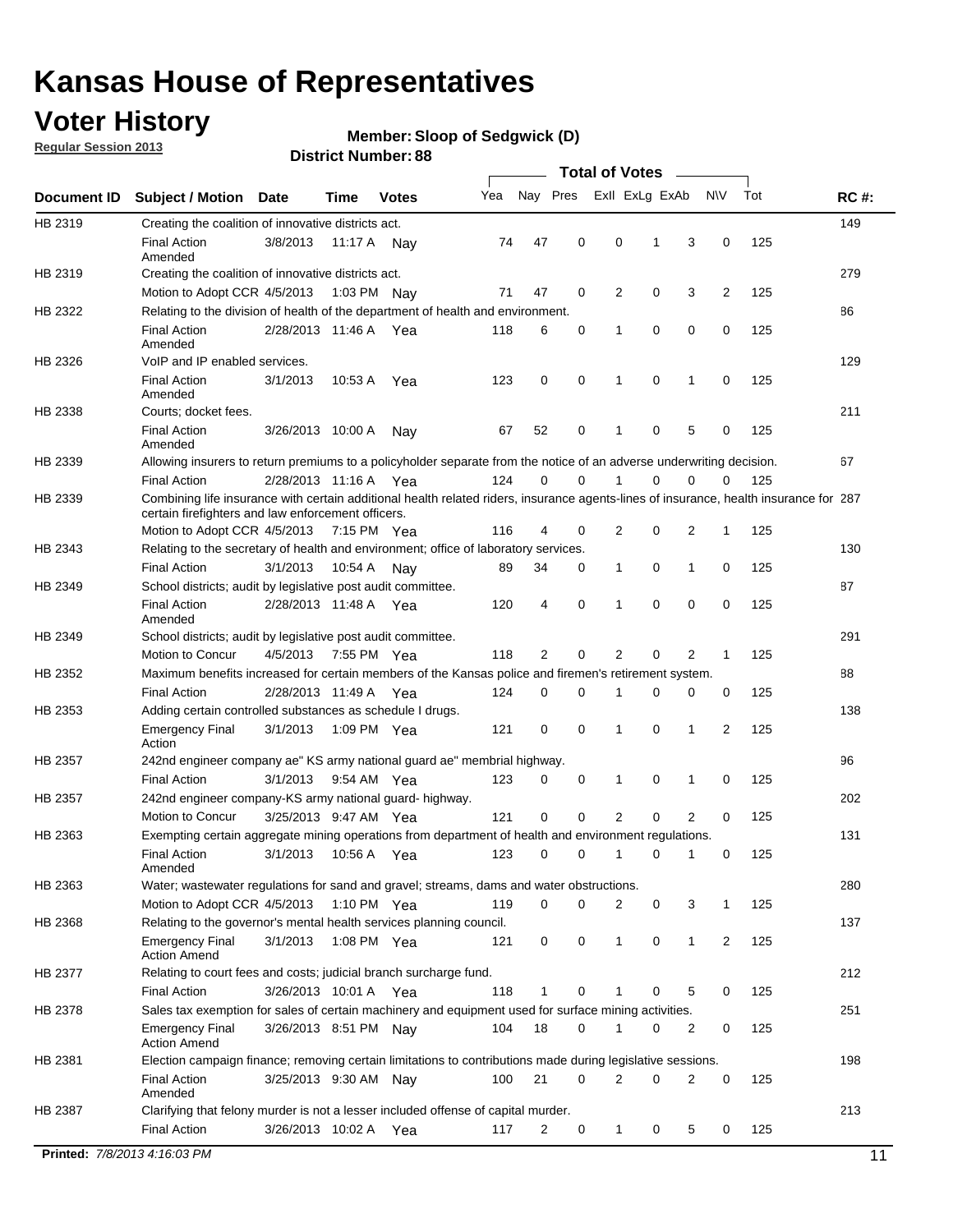# Kansas House of Representatives

## Voter History

**Regular Session 2013**

**Member: Sloop of Sedgwick (D)**

**District Number: 88**

| Document ID | Subject / Motion | Date | Time | Votes | Yea | Nay | Pres | ExII | ExLg | ExAb | N\V | Tot | RC #: |
|---|---|---|---|---|---|---|---|---|---|---|---|---|---|
| HB 2319 | Creating the coalition of innovative districts act. | | | | | | | | | | | | 149 |
| | Final Action Amended | 3/8/2013 | 11:17 A | Nay | 74 | 47 | 0 | 0 | 1 | 3 | 0 | 125 | |
| HB 2319 | Creating the coalition of innovative districts act. | | | | | | | | | | | | 279 |
| | Motion to Adopt CCR | 4/5/2013 | 1:03 PM | Nay | 71 | 47 | 0 | 2 | 0 | 3 | 2 | 125 | |
| HB 2322 | Relating to the division of health of the department of health and environment. | | | | | | | | | | | | 86 |
| | Final Action Amended | 2/28/2013 | 11:46 A | Yea | 118 | 6 | 0 | 1 | 0 | 0 | 0 | 125 | |
| HB 2326 | VoIP and IP enabled services. | | | | | | | | | | | | 129 |
| | Final Action Amended | 3/1/2013 | 10:53 A | Yea | 123 | 0 | 0 | 1 | 0 | 1 | 0 | 125 | |
| HB 2338 | Courts; docket fees. | | | | | | | | | | | | 211 |
| | Final Action Amended | 3/26/2013 | 10:00 A | Nay | 67 | 52 | 0 | 1 | 0 | 5 | 0 | 125 | |
| HB 2339 | Allowing insurers to return premiums to a policyholder separate from the notice of an adverse underwriting decision. | | | | | | | | | | | | 67 |
| | Final Action | 2/28/2013 | 11:16 A | Yea | 124 | 0 | 0 | 1 | 0 | 0 | 0 | 125 | |
| HB 2339 | Combining life insurance with certain additional health related riders, insurance agents-lines of insurance, health insurance for certain firefighters and law enforcement officers. | | | | | | | | | | | | 287 |
| | Motion to Adopt CCR | 4/5/2013 | 7:15 PM | Yea | 116 | 4 | 0 | 2 | 0 | 2 | 1 | 125 | |
| HB 2343 | Relating to the secretary of health and environment; office of laboratory services. | | | | | | | | | | | | 130 |
| | Final Action | 3/1/2013 | 10:54 A | Nay | 89 | 34 | 0 | 1 | 0 | 1 | 0 | 125 | |
| HB 2349 | School districts; audit by legislative post audit committee. | | | | | | | | | | | | 87 |
| | Final Action Amended | 2/28/2013 | 11:48 A | Yea | 120 | 4 | 0 | 1 | 0 | 0 | 0 | 125 | |
| HB 2349 | School districts; audit by legislative post audit committee. | | | | | | | | | | | | 291 |
| | Motion to Concur | 4/5/2013 | 7:55 PM | Yea | 118 | 2 | 0 | 2 | 0 | 2 | 1 | 125 | |
| HB 2352 | Maximum benefits increased for certain members of the Kansas police and firemen's retirement system. | | | | | | | | | | | | 88 |
| | Final Action | 2/28/2013 | 11:49 A | Yea | 124 | 0 | 0 | 1 | 0 | 0 | 0 | 125 | |
| HB 2353 | Adding certain controlled substances as schedule I drugs. | | | | | | | | | | | | 138 |
| | Emergency Final Action | 3/1/2013 | 1:09 PM | Yea | 121 | 0 | 0 | 1 | 0 | 1 | 2 | 125 | |
| HB 2357 | 242nd engineer company ae" KS army national guard ae" membrial highway. | | | | | | | | | | | | 96 |
| | Final Action | 3/1/2013 | 9:54 AM | Yea | 123 | 0 | 0 | 1 | 0 | 1 | 0 | 125 | |
| HB 2357 | 242nd engineer company-KS army national guard- highway. | | | | | | | | | | | | 202 |
| | Motion to Concur | 3/25/2013 | 9:47 AM | Yea | 121 | 0 | 0 | 2 | 0 | 2 | 0 | 125 | |
| HB 2363 | Exempting certain aggregate mining operations from department of health and environment regulations. | | | | | | | | | | | | 131 |
| | Final Action Amended | 3/1/2013 | 10:56 A | Yea | 123 | 0 | 0 | 1 | 0 | 1 | 0 | 125 | |
| HB 2363 | Water; wastewater regulations for sand and gravel; streams, dams and water obstructions. | | | | | | | | | | | | 280 |
| | Motion to Adopt CCR | 4/5/2013 | 1:10 PM | Yea | 119 | 0 | 0 | 2 | 0 | 3 | 1 | 125 | |
| HB 2368 | Relating to the governor's mental health services planning council. | | | | | | | | | | | | 137 |
| | Emergency Final Action Amend | 3/1/2013 | 1:08 PM | Yea | 121 | 0 | 0 | 1 | 0 | 1 | 2 | 125 | |
| HB 2377 | Relating to court fees and costs; judicial branch surcharge fund. | | | | | | | | | | | | 212 |
| | Final Action | 3/26/2013 | 10:01 A | Yea | 118 | 1 | 0 | 1 | 0 | 5 | 0 | 125 | |
| HB 2378 | Sales tax exemption for sales of certain machinery and equipment used for surface mining activities. | | | | | | | | | | | | 251 |
| | Emergency Final Action Amend | 3/26/2013 | 8:51 PM | Nay | 104 | 18 | 0 | 1 | 0 | 2 | 0 | 125 | |
| HB 2381 | Election campaign finance; removing certain limitations to contributions made during legislative sessions. | | | | | | | | | | | | 198 |
| | Final Action Amended | 3/25/2013 | 9:30 AM | Nay | 100 | 21 | 0 | 2 | 0 | 2 | 0 | 125 | |
| HB 2387 | Clarifying that felony murder is not a lesser included offense of capital murder. | | | | | | | | | | | | 213 |
| | Final Action | 3/26/2013 | 10:02 A | Yea | 117 | 2 | 0 | 1 | 0 | 5 | 0 | 125 | |

**Printed:** *7/8/2013 4:16:03 PM*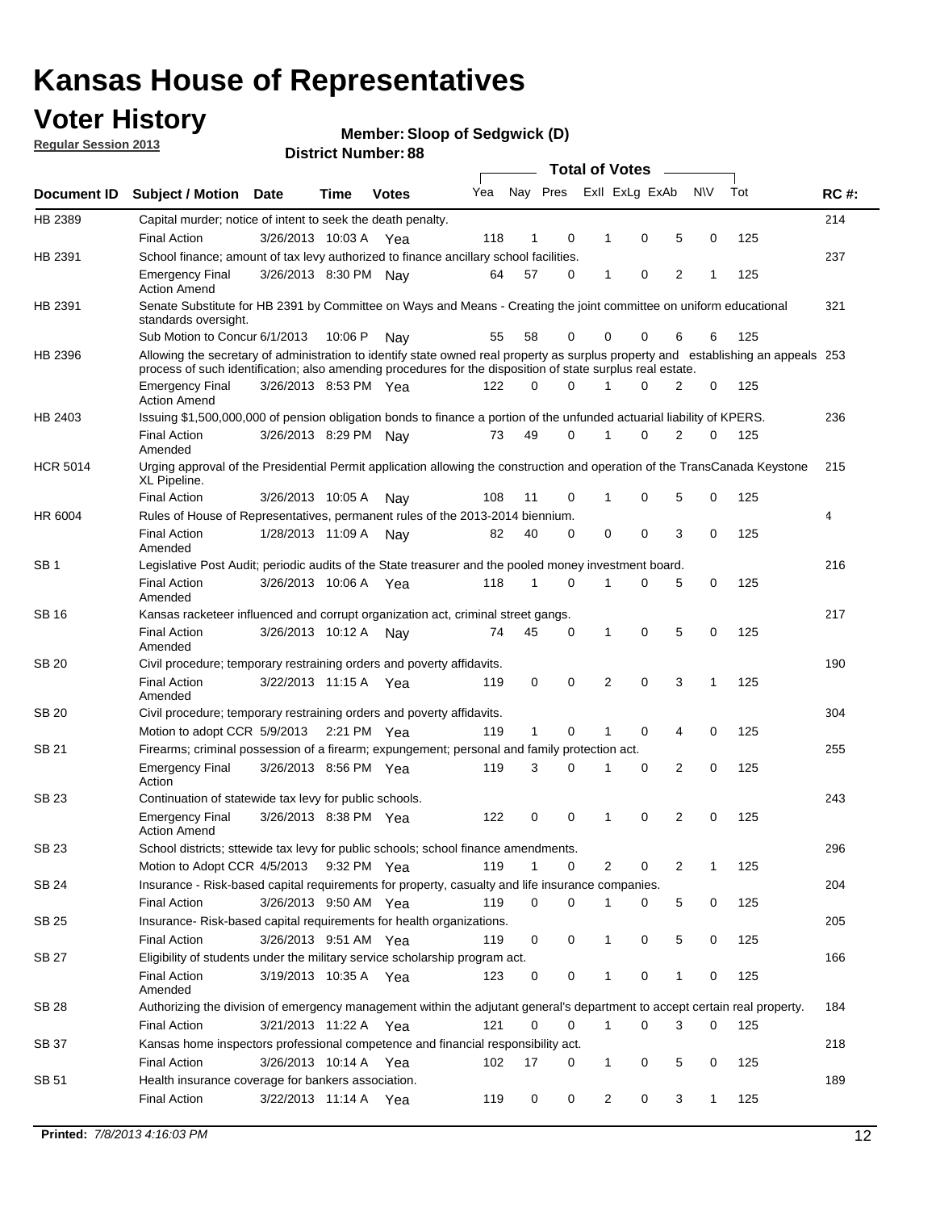# Kansas House of Representatives

## Voter History

**Regular Session 2013**

**Member: Sloop of Sedgwick (D)**

**District Number: 88**

| Document ID | Subject / Motion | Date | Time | Votes | Yea | Nay | Pres | ExII | ExLg | ExAb | N\V | Tot | RC #: |
|---|---|---|---|---|---|---|---|---|---|---|---|---|---|
| HB 2389 | Capital murder; notice of intent to seek the death penalty. | | | | | | | | | | | | 214 |
| | Final Action | 3/26/2013 | 10:03 A | Yea | 118 | 1 | 0 | 1 | 0 | 5 | 0 | 125 | |
| HB 2391 | School finance; amount of tax levy authorized to finance ancillary school facilities. | | | | | | | | | | | | 237 |
| | Emergency Final Action Amend | 3/26/2013 | 8:30 PM | Nay | 64 | 57 | 0 | 1 | 0 | 2 | 1 | 125 | |
| HB 2391 | Senate Substitute for HB 2391 by Committee on Ways and Means - Creating the joint committee on uniform educational standards oversight. | | | | | | | | | | | | 321 |
| | Sub Motion to Concur | 6/1/2013 | 10:06 P | Nay | 55 | 58 | 0 | 0 | 0 | 6 | 6 | 125 | |
| HB 2396 | Allowing the secretary of administration to identify state owned real property as surplus property and establishing an appeals process of such identification; also amending procedures for the disposition of state surplus real estate. | | | | | | | | | | | | 253 |
| | Emergency Final Action Amend | 3/26/2013 | 8:53 PM | Yea | 122 | 0 | 0 | 1 | 0 | 2 | 0 | 125 | |
| HB 2403 | Issuing $1,500,000,000 of pension obligation bonds to finance a portion of the unfunded actuarial liability of KPERS. | | | | | | | | | | | | 236 |
| | Final Action Amended | 3/26/2013 | 8:29 PM | Nay | 73 | 49 | 0 | 1 | 0 | 2 | 0 | 125 | |
| HCR 5014 | Urging approval of the Presidential Permit application allowing the construction and operation of the TransCanada Keystone XL Pipeline. | | | | | | | | | | | | 215 |
| | Final Action | 3/26/2013 | 10:05 A | Nay | 108 | 11 | 0 | 1 | 0 | 5 | 0 | 125 | |
| HR 6004 | Rules of House of Representatives, permanent rules of the 2013-2014 biennium. | | | | | | | | | | | | 4 |
| | Final Action Amended | 1/28/2013 | 11:09 A | Nay | 82 | 40 | 0 | 0 | 0 | 3 | 0 | 125 | |
| SB 1 | Legislative Post Audit; periodic audits of the State treasurer and the pooled money investment board. | | | | | | | | | | | | 216 |
| | Final Action Amended | 3/26/2013 | 10:06 A | Yea | 118 | 1 | 0 | 1 | 0 | 5 | 0 | 125 | |
| SB 16 | Kansas racketeer influenced and corrupt organization act, criminal street gangs. | | | | | | | | | | | | 217 |
| | Final Action Amended | 3/26/2013 | 10:12 A | Nay | 74 | 45 | 0 | 1 | 0 | 5 | 0 | 125 | |
| SB 20 | Civil procedure; temporary restraining orders and poverty affidavits. | | | | | | | | | | | | 190 |
| | Final Action Amended | 3/22/2013 | 11:15 A | Yea | 119 | 0 | 0 | 2 | 0 | 3 | 1 | 125 | |
| SB 20 | Civil procedure; temporary restraining orders and poverty affidavits. | | | | | | | | | | | | 304 |
| | Motion to adopt CCR | 5/9/2013 | 2:21 PM | Yea | 119 | 1 | 0 | 1 | 0 | 4 | 0 | 125 | |
| SB 21 | Firearms; criminal possession of a firearm; expungement; personal and family protection act. | | | | | | | | | | | | 255 |
| | Emergency Final Action | 3/26/2013 | 8:56 PM | Yea | 119 | 3 | 0 | 1 | 0 | 2 | 0 | 125 | |
| SB 23 | Continuation of statewide tax levy for public schools. | | | | | | | | | | | | 243 |
| | Emergency Final Action Amend | 3/26/2013 | 8:38 PM | Yea | 122 | 0 | 0 | 1 | 0 | 2 | 0 | 125 | |
| SB 23 | School districts; sttewide tax levy for public schools; school finance amendments. | | | | | | | | | | | | 296 |
| | Motion to Adopt CCR | 4/5/2013 | 9:32 PM | Yea | 119 | 1 | 0 | 2 | 0 | 2 | 1 | 125 | |
| SB 24 | Insurance - Risk-based capital requirements for property, casualty and life insurance companies. | | | | | | | | | | | | 204 |
| | Final Action | 3/26/2013 | 9:50 AM | Yea | 119 | 0 | 0 | 1 | 0 | 5 | 0 | 125 | |
| SB 25 | Insurance- Risk-based capital requirements for health organizations. | | | | | | | | | | | | 205 |
| | Final Action | 3/26/2013 | 9:51 AM | Yea | 119 | 0 | 0 | 1 | 0 | 5 | 0 | 125 | |
| SB 27 | Eligibility of students under the military service scholarship program act. | | | | | | | | | | | | 166 |
| | Final Action Amended | 3/19/2013 | 10:35 A | Yea | 123 | 0 | 0 | 1 | 0 | 1 | 0 | 125 | |
| SB 28 | Authorizing the division of emergency management within the adjutant general's department to accept certain real property. | | | | | | | | | | | | 184 |
| | Final Action | 3/21/2013 | 11:22 A | Yea | 121 | 0 | 0 | 1 | 0 | 3 | 0 | 125 | |
| SB 37 | Kansas home inspectors professional competence and financial responsibility act. | | | | | | | | | | | | 218 |
| | Final Action | 3/26/2013 | 10:14 A | Yea | 102 | 17 | 0 | 1 | 0 | 5 | 0 | 125 | |
| SB 51 | Health insurance coverage for bankers association. | | | | | | | | | | | | 189 |
| | Final Action | 3/22/2013 | 11:14 A | Yea | 119 | 0 | 0 | 2 | 0 | 3 | 1 | 125 | |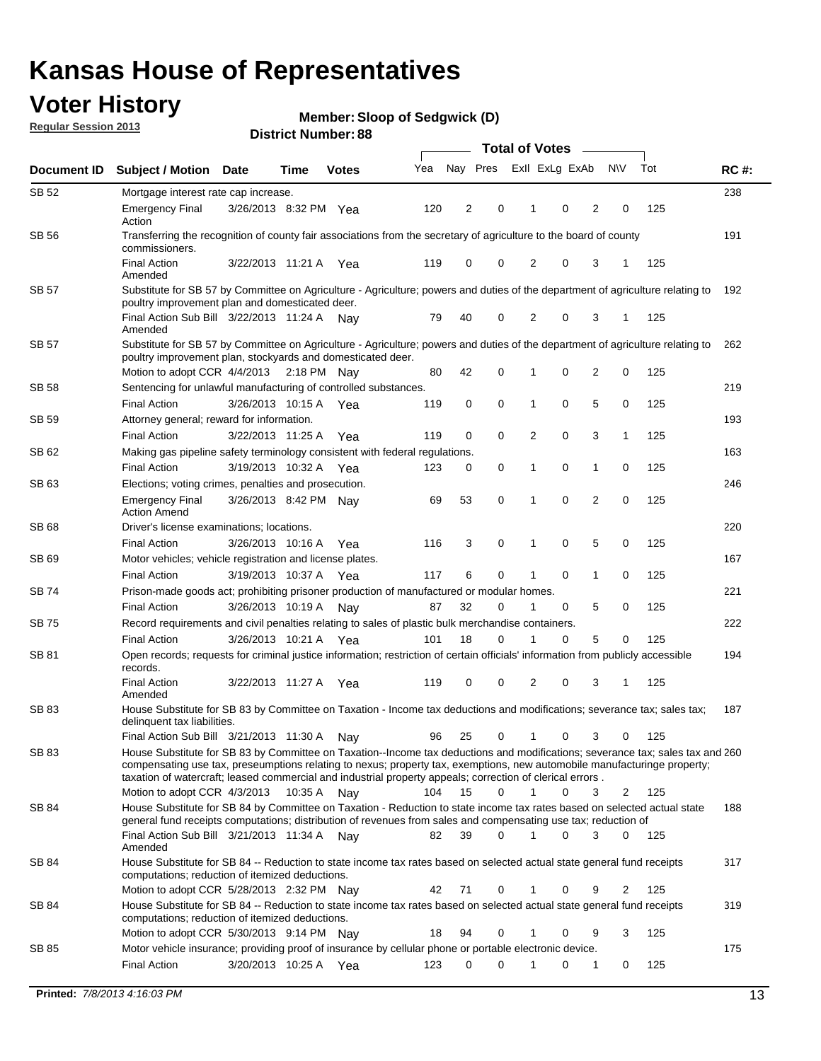# Kansas House of Representatives

## Voter History

**Regular Session 2013**

**Member: Sloop of Sedgwick (D)**

**District Number: 88**

| Document ID | Subject / Motion | Date | Time | Votes | Yea | Nay | Pres | ExII | ExLg | ExAb | N\V | Tot | RC #: |
|---|---|---|---|---|---|---|---|---|---|---|---|---|---|
| SB 52 | Mortgage interest rate cap increase. | | | | | | | | | | | | 238 |
| | Emergency Final Action | 3/26/2013 | 8:32 PM | Yea | 120 | 2 | 0 | 1 | 0 | 2 | 0 | 125 | |
| SB 56 | Transferring the recognition of county fair associations from the secretary of agriculture to the board of county commissioners. | | | | | | | | | | | | 191 |
| | Final Action Amended | 3/22/2013 | 11:21 A | Yea | 119 | 0 | 0 | 2 | 0 | 3 | 1 | 125 | |
| SB 57 | Substitute for SB 57 by Committee on Agriculture - Agriculture; powers and duties of the department of agriculture relating to poultry improvement plan and domesticated deer. | | | | | | | | | | | | 192 |
| | Final Action Sub Bill Amended | 3/22/2013 | 11:24 A | Nay | 79 | 40 | 0 | 2 | 0 | 3 | 1 | 125 | |
| SB 57 | Substitute for SB 57 by Committee on Agriculture - Agriculture; powers and duties of the department of agriculture relating to poultry improvement plan, stockyards and domesticated deer. | | | | | | | | | | | | 262 |
| | Motion to adopt CCR | 4/4/2013 | 2:18 PM | Nay | 80 | 42 | 0 | 1 | 0 | 2 | 0 | 125 | |
| SB 58 | Sentencing for unlawful manufacturing of controlled substances. | | | | | | | | | | | | 219 |
| | Final Action | 3/26/2013 | 10:15 A | Yea | 119 | 0 | 0 | 1 | 0 | 5 | 0 | 125 | |
| SB 59 | Attorney general; reward for information. | | | | | | | | | | | | 193 |
| | Final Action | 3/22/2013 | 11:25 A | Yea | 119 | 0 | 0 | 2 | 0 | 3 | 1 | 125 | |
| SB 62 | Making gas pipeline safety terminology consistent with federal regulations. | | | | | | | | | | | | 163 |
| | Final Action | 3/19/2013 | 10:32 A | Yea | 123 | 0 | 0 | 1 | 0 | 1 | 0 | 125 | |
| SB 63 | Elections; voting crimes, penalties and prosecution. | | | | | | | | | | | | 246 |
| | Emergency Final Action Amend | 3/26/2013 | 8:42 PM | Nay | 69 | 53 | 0 | 1 | 0 | 2 | 0 | 125 | |
| SB 68 | Driver's license examinations; locations. | | | | | | | | | | | | 220 |
| | Final Action | 3/26/2013 | 10:16 A | Yea | 116 | 3 | 0 | 1 | 0 | 5 | 0 | 125 | |
| SB 69 | Motor vehicles; vehicle registration and license plates. | | | | | | | | | | | | 167 |
| | Final Action | 3/19/2013 | 10:37 A | Yea | 117 | 6 | 0 | 1 | 0 | 1 | 0 | 125 | |
| SB 74 | Prison-made goods act; prohibiting prisoner production of manufactured or modular homes. | | | | | | | | | | | | 221 |
| | Final Action | 3/26/2013 | 10:19 A | Nay | 87 | 32 | 0 | 1 | 0 | 5 | 0 | 125 | |
| SB 75 | Record requirements and civil penalties relating to sales of plastic bulk merchandise containers. | | | | | | | | | | | | 222 |
| | Final Action | 3/26/2013 | 10:21 A | Yea | 101 | 18 | 0 | 1 | 0 | 5 | 0 | 125 | |
| SB 81 | Open records; requests for criminal justice information; restriction of certain officials' information from publicly accessible records. | | | | | | | | | | | | 194 |
| | Final Action Amended | 3/22/2013 | 11:27 A | Yea | 119 | 0 | 0 | 2 | 0 | 3 | 1 | 125 | |
| SB 83 | House Substitute for SB 83 by Committee on Taxation - Income tax deductions and modifications; severance tax; sales tax; delinquent tax liabilities. | | | | | | | | | | | | 187 |
| | Final Action Sub Bill | 3/21/2013 | 11:30 A | Nay | 96 | 25 | 0 | 1 | 0 | 3 | 0 | 125 | |
| SB 83 | House Substitute for SB 83 by Committee on Taxation--Income tax deductions and modifications; severance tax; sales tax and compensating use tax, preseumptions relating to nexus; property tax, exemptions, new automobile manufacturinge property; taxation of watercraft; leased commercial and industrial property appeals; correction of clerical errors . | | | | | | | | | | | | 260 |
| | Motion to adopt CCR | 4/3/2013 | 10:35 A | Nay | 104 | 15 | 0 | 1 | 0 | 3 | 2 | 125 | |
| SB 84 | House Substitute for SB 84 by Committee on Taxation - Reduction to state income tax rates based on selected actual state general fund receipts computations; distribution of revenues from sales and compensating use tax; reduction of | | | | | | | | | | | | 188 |
| | Final Action Sub Bill Amended | 3/21/2013 | 11:34 A | Nay | 82 | 39 | 0 | 1 | 0 | 3 | 0 | 125 | |
| SB 84 | House Substitute for SB 84 -- Reduction to state income tax rates based on selected actual state general fund receipts computations; reduction of itemized deductions. | | | | | | | | | | | | 317 |
| | Motion to adopt CCR | 5/28/2013 | 2:32 PM | Nay | 42 | 71 | 0 | 1 | 0 | 9 | 2 | 125 | |
| SB 84 | House Substitute for SB 84 -- Reduction to state income tax rates based on selected actual state general fund receipts computations; reduction of itemized deductions. | | | | | | | | | | | | 319 |
| | Motion to adopt CCR | 5/30/2013 | 9:14 PM | Nay | 18 | 94 | 0 | 1 | 0 | 9 | 3 | 125 | |
| SB 85 | Motor vehicle insurance; providing proof of insurance by cellular phone or portable electronic device. | | | | | | | | | | | | 175 |
| | Final Action | 3/20/2013 | 10:25 A | Yea | 123 | 0 | 0 | 1 | 0 | 1 | 0 | 125 | |

**Printed:** *7/8/2013 4:16:03 PM*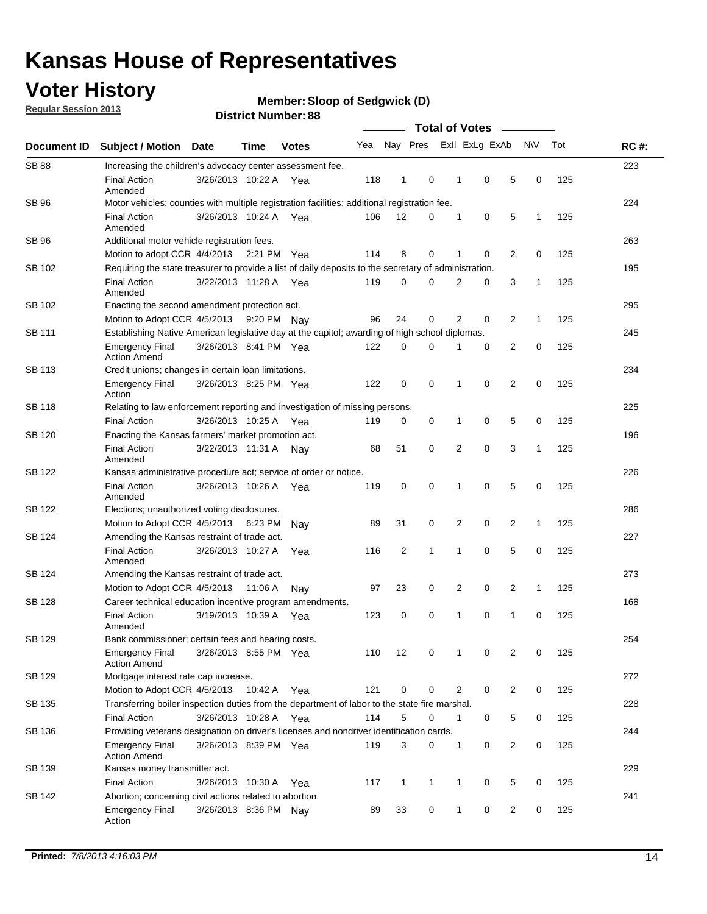# Kansas House of Representatives

## Voter History

**Regular Session 2013**

**Member: Sloop of Sedgwick (D)**

**District Number: 88**

| Document ID | Subject / Motion | Date | Time | Votes | Yea | Nay | Pres | ExII | ExLg | ExAb | N\V | Tot | RC #: |
|---|---|---|---|---|---|---|---|---|---|---|---|---|---|
| SB 88 | Increasing the children's advocacy center assessment fee. | | | | | | | | | | | | 223 |
| | Final Action Amended | 3/26/2013 | 10:22 A | Yea | 118 | 1 | 0 | 1 | 0 | 5 | 0 | 125 | |
| SB 96 | Motor vehicles; counties with multiple registration facilities; additional registration fee. | | | | | | | | | | | | 224 |
| | Final Action Amended | 3/26/2013 | 10:24 A | Yea | 106 | 12 | 0 | 1 | 0 | 5 | 1 | 125 | |
| SB 96 | Additional motor vehicle registration fees. | | | | | | | | | | | | 263 |
| | Motion to adopt CCR | 4/4/2013 | 2:21 PM | Yea | 114 | 8 | 0 | 1 | 0 | 2 | 0 | 125 | |
| SB 102 | Requiring the state treasurer to provide a list of daily deposits to the secretary of administration. | | | | | | | | | | | | 195 |
| | Final Action Amended | 3/22/2013 | 11:28 A | Yea | 119 | 0 | 0 | 2 | 0 | 3 | 1 | 125 | |
| SB 102 | Enacting the second amendment protection act. | | | | | | | | | | | | 295 |
| | Motion to Adopt CCR | 4/5/2013 | 9:20 PM | Nay | 96 | 24 | 0 | 2 | 0 | 2 | 1 | 125 | |
| SB 111 | Establishing Native American legislative day at the capitol; awarding of high school diplomas. | | | | | | | | | | | | 245 |
| | Emergency Final Action Amend | 3/26/2013 | 8:41 PM | Yea | 122 | 0 | 0 | 1 | 0 | 2 | 0 | 125 | |
| SB 113 | Credit unions; changes in certain loan limitations. | | | | | | | | | | | | 234 |
| | Emergency Final Action | 3/26/2013 | 8:25 PM | Yea | 122 | 0 | 0 | 1 | 0 | 2 | 0 | 125 | |
| SB 118 | Relating to law enforcement reporting and investigation of missing persons. | | | | | | | | | | | | 225 |
| | Final Action | 3/26/2013 | 10:25 A | Yea | 119 | 0 | 0 | 1 | 0 | 5 | 0 | 125 | |
| SB 120 | Enacting the Kansas farmers' market promotion act. | | | | | | | | | | | | 196 |
| | Final Action Amended | 3/22/2013 | 11:31 A | Nay | 68 | 51 | 0 | 2 | 0 | 3 | 1 | 125 | |
| SB 122 | Kansas administrative procedure act; service of order or notice. | | | | | | | | | | | | 226 |
| | Final Action Amended | 3/26/2013 | 10:26 A | Yea | 119 | 0 | 0 | 1 | 0 | 5 | 0 | 125 | |
| SB 122 | Elections; unauthorized voting disclosures. | | | | | | | | | | | | 286 |
| | Motion to Adopt CCR | 4/5/2013 | 6:23 PM | Nay | 89 | 31 | 0 | 2 | 0 | 2 | 1 | 125 | |
| SB 124 | Amending the Kansas restraint of trade act. | | | | | | | | | | | | 227 |
| | Final Action Amended | 3/26/2013 | 10:27 A | Yea | 116 | 2 | 1 | 1 | 0 | 5 | 0 | 125 | |
| SB 124 | Amending the Kansas restraint of trade act. | | | | | | | | | | | | 273 |
| | Motion to Adopt CCR | 4/5/2013 | 11:06 A | Nay | 97 | 23 | 0 | 2 | 0 | 2 | 1 | 125 | |
| SB 128 | Career technical education incentive program amendments. | | | | | | | | | | | | 168 |
| | Final Action Amended | 3/19/2013 | 10:39 A | Yea | 123 | 0 | 0 | 1 | 0 | 1 | 0 | 125 | |
| SB 129 | Bank commissioner; certain fees and hearing costs. | | | | | | | | | | | | 254 |
| | Emergency Final Action Amend | 3/26/2013 | 8:55 PM | Yea | 110 | 12 | 0 | 1 | 0 | 2 | 0 | 125 | |
| SB 129 | Mortgage interest rate cap increase. | | | | | | | | | | | | 272 |
| | Motion to Adopt CCR | 4/5/2013 | 10:42 A | Yea | 121 | 0 | 0 | 2 | 0 | 2 | 0 | 125 | |
| SB 135 | Transferring boiler inspection duties from the department of labor to the state fire marshal. | | | | | | | | | | | | 228 |
| | Final Action | 3/26/2013 | 10:28 A | Yea | 114 | 5 | 0 | 1 | 0 | 5 | 0 | 125 | |
| SB 136 | Providing veterans designation on driver's licenses and nondriver identification cards. | | | | | | | | | | | | 244 |
| | Emergency Final Action Amend | 3/26/2013 | 8:39 PM | Yea | 119 | 3 | 0 | 1 | 0 | 2 | 0 | 125 | |
| SB 139 | Kansas money transmitter act. | | | | | | | | | | | | 229 |
| | Final Action | 3/26/2013 | 10:30 A | Yea | 117 | 1 | 1 | 1 | 0 | 5 | 0 | 125 | |
| SB 142 | Abortion; concerning civil actions related to abortion. | | | | | | | | | | | | 241 |
| | Emergency Final Action | 3/26/2013 | 8:36 PM | Nay | 89 | 33 | 0 | 1 | 0 | 2 | 0 | 125 | |

**Printed:** *7/8/2013 4:16:03 PM*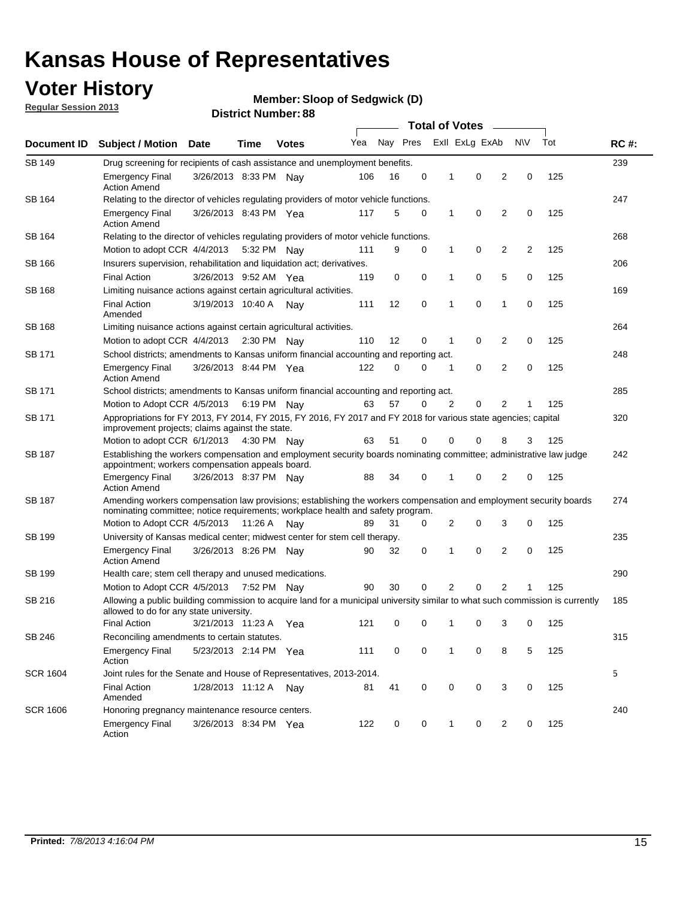# Kansas House of Representatives

## Voter History

**Regular Session 2013**

**Member: Sloop of Sedgwick (D)**

**District Number: 88**

| Document ID | Subject / Motion | Date | Time | Votes | Yea | Nay | Pres | ExII | ExLg | ExAb | N\V | Tot | RC #: |
|---|---|---|---|---|---|---|---|---|---|---|---|---|---|
| SB 149 | Drug screening for recipients of cash assistance and unemployment benefits. | | | | | | | | | | | | 239 |
| | Emergency Final Action Amend | 3/26/2013 | 8:33 PM | Nay | 106 | 16 | 0 | 1 | 0 | 2 | 0 | 125 | |
| SB 164 | Relating to the director of vehicles regulating providers of motor vehicle functions. | | | | | | | | | | | | 247 |
| | Emergency Final Action Amend | 3/26/2013 | 8:43 PM | Yea | 117 | 5 | 0 | 1 | 0 | 2 | 0 | 125 | |
| SB 164 | Relating to the director of vehicles regulating providers of motor vehicle functions. | | | | | | | | | | | | 268 |
| | Motion to adopt CCR | 4/4/2013 | 5:32 PM | Nay | 111 | 9 | 0 | 1 | 0 | 2 | 2 | 125 | |
| SB 166 | Insurers supervision, rehabilitation and liquidation act; derivatives. | | | | | | | | | | | | 206 |
| | Final Action | 3/26/2013 | 9:52 AM | Yea | 119 | 0 | 0 | 1 | 0 | 5 | 0 | 125 | |
| SB 168 | Limiting nuisance actions against certain agricultural activities. | | | | | | | | | | | | 169 |
| | Final Action Amended | 3/19/2013 | 10:40 A | Nay | 111 | 12 | 0 | 1 | 0 | 1 | 0 | 125 | |
| SB 168 | Limiting nuisance actions against certain agricultural activities. | | | | | | | | | | | | 264 |
| | Motion to adopt CCR | 4/4/2013 | 2:30 PM | Nay | 110 | 12 | 0 | 1 | 0 | 2 | 0 | 125 | |
| SB 171 | School districts; amendments to Kansas uniform financial accounting and reporting act. | | | | | | | | | | | | 248 |
| | Emergency Final Action Amend | 3/26/2013 | 8:44 PM | Yea | 122 | 0 | 0 | 1 | 0 | 2 | 0 | 125 | |
| SB 171 | School districts; amendments to Kansas uniform financial accounting and reporting act. | | | | | | | | | | | | 285 |
| | Motion to Adopt CCR | 4/5/2013 | 6:19 PM | Nay | 63 | 57 | 0 | 2 | 0 | 2 | 1 | 125 | |
| SB 171 | Appropriations for FY 2013, FY 2014, FY 2015, FY 2016, FY 2017 and FY 2018 for various state agencies; capital improvement projects; claims against the state. | | | | | | | | | | | | 320 |
| | Motion to adopt CCR | 6/1/2013 | 4:30 PM | Nay | 63 | 51 | 0 | 0 | 0 | 8 | 3 | 125 | |
| SB 187 | Establishing the workers compensation and employment security boards nominating committee; administrative law judge appointment; workers compensation appeals board. | | | | | | | | | | | | 242 |
| | Emergency Final Action Amend | 3/26/2013 | 8:37 PM | Nay | 88 | 34 | 0 | 1 | 0 | 2 | 0 | 125 | |
| SB 187 | Amending workers compensation law provisions; establishing the workers compensation and employment security boards nominating committee; notice requirements; workplace health and safety program. | | | | | | | | | | | | 274 |
| | Motion to Adopt CCR | 4/5/2013 | 11:26 A | Nay | 89 | 31 | 0 | 2 | 0 | 3 | 0 | 125 | |
| SB 199 | University of Kansas medical center; midwest center for stem cell therapy. | | | | | | | | | | | | 235 |
| | Emergency Final Action Amend | 3/26/2013 | 8:26 PM | Nay | 90 | 32 | 0 | 1 | 0 | 2 | 0 | 125 | |
| SB 199 | Health care; stem cell therapy and unused medications. | | | | | | | | | | | | 290 |
| | Motion to Adopt CCR | 4/5/2013 | 7:52 PM | Nay | 90 | 30 | 0 | 2 | 0 | 2 | 1 | 125 | |
| SB 216 | Allowing a public building commission to acquire land for a municipal university similar to what such commission is currently allowed to do for any state university. | | | | | | | | | | | | 185 |
| | Final Action | 3/21/2013 | 11:23 A | Yea | 121 | 0 | 0 | 1 | 0 | 3 | 0 | 125 | |
| SB 246 | Reconciling amendments to certain statutes. | | | | | | | | | | | | 315 |
| | Emergency Final Action | 5/23/2013 | 2:14 PM | Yea | 111 | 0 | 0 | 1 | 0 | 8 | 5 | 125 | |
| SCR 1604 | Joint rules for the Senate and House of Representatives, 2013-2014. | | | | | | | | | | | | 5 |
| | Final Action Amended | 1/28/2013 | 11:12 A | Nay | 81 | 41 | 0 | 0 | 0 | 3 | 0 | 125 | |
| SCR 1606 | Honoring pregnancy maintenance resource centers. | | | | | | | | | | | | 240 |
| | Emergency Final Action | 3/26/2013 | 8:34 PM | Yea | 122 | 0 | 0 | 1 | 0 | 2 | 0 | 125 | |

**Printed:** *7/8/2013 4:16:04 PM*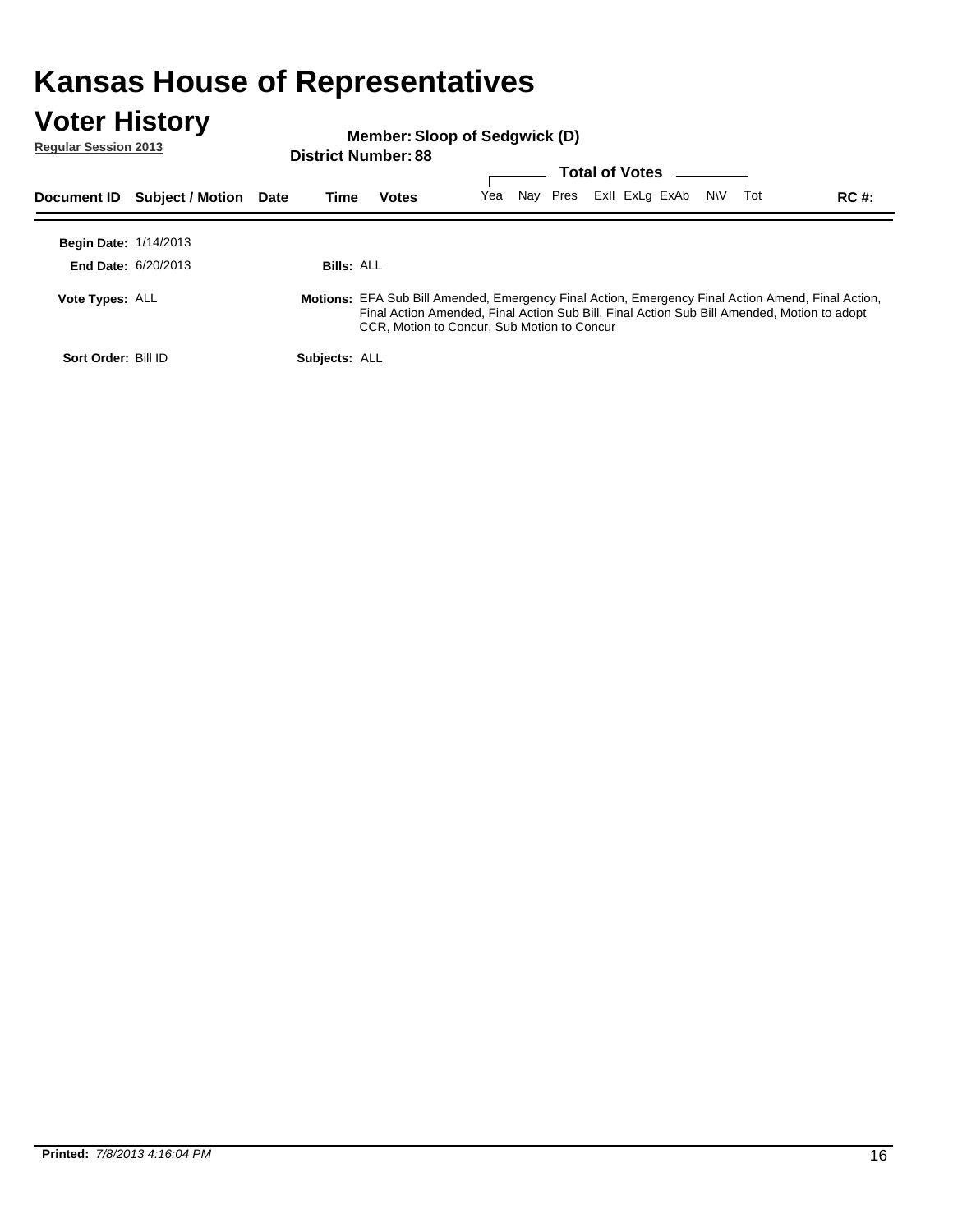# Kansas House of Representatives

## Voter History

**Regular Session 2013**

**Member:** Sloop of Sedgwick (D)

**District Number:** 88

| Document ID | Subject / Motion | Date | Time | Votes | Yea | Nay | Pres | ExII | ExLg | ExAb | N\V | Tot | RC #: |
|---|---|---|---|---|---|---|---|---|---|---|---|---|---|

(Yea through Tot are grouped under "Total of Votes".)

**Begin Date:** 1/14/2013

**End Date:** 6/20/2013

**Bills:** ALL

**Vote Types:** ALL

**Motions:** EFA Sub Bill Amended, Emergency Final Action, Emergency Final Action Amend, Final Action, Final Action Amended, Final Action Sub Bill, Final Action Sub Bill Amended, Motion to adopt CCR, Motion to Concur, Sub Motion to Concur

**Sort Order:** Bill ID

**Subjects:** ALL

**Printed:** *7/8/2013 4:16:04 PM*